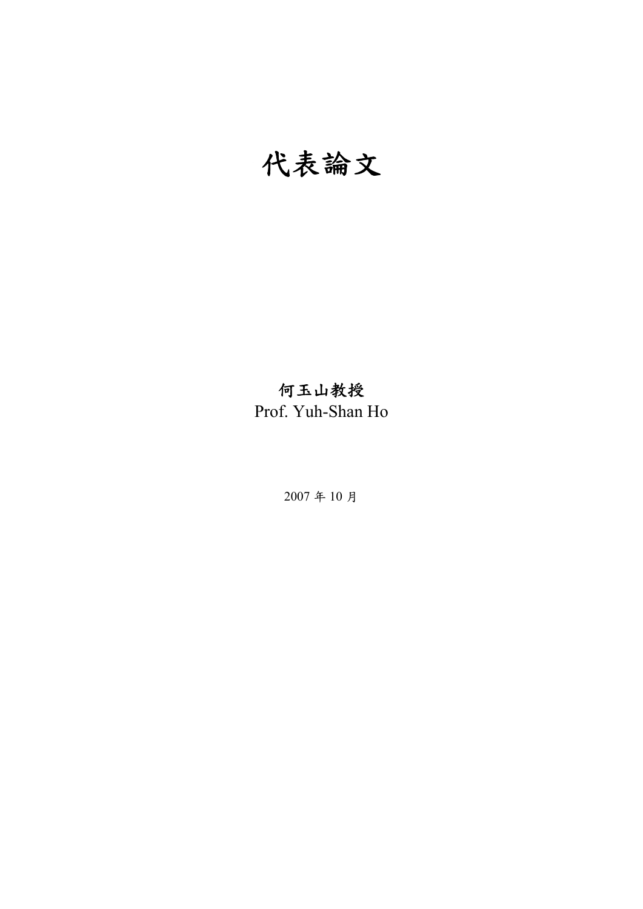# 代表論文

**何玉山教授**

Prof. Yuh-Shan Ho

2007 年 10 月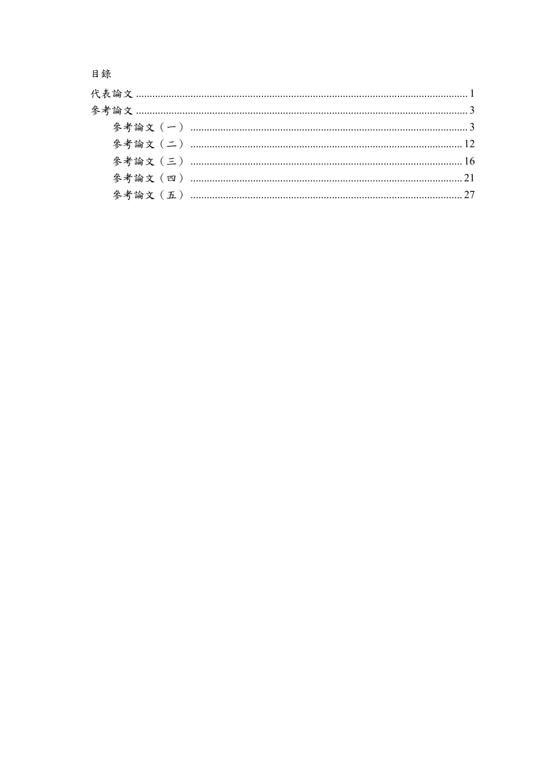# 目錄

代表論文 ........................................................................................................... 1

參考論文 ........................................................................................................... 3

- 參考論文（一） ........................................................................................... 3
- 參考論文（二） ........................................................................................... 12
- 參考論文（三） ........................................................................................... 16
- 參考論文（四） ........................................................................................... 21
- 參考論文（五） ........................................................................................... 27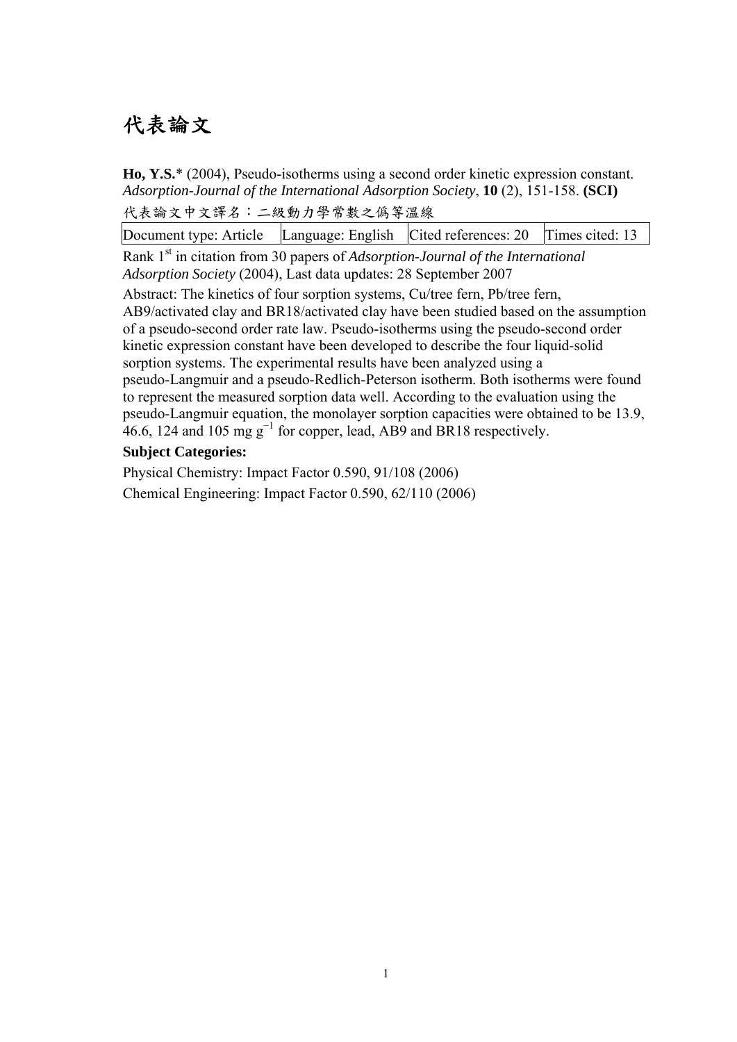# 代表論文

**Ho, Y.S.*** (2004), Pseudo-isotherms using a second order kinetic expression constant. *Adsorption-Journal of the International Adsorption Society*, **10** (2), 151-158. **(SCI)**

代表論文中文譯名：二級動力學常數之偽等溫線

| Document type: Article | Language: English | Cited references: 20 | Times cited: 13 |
|---|---|---|---|

Rank 1st in citation from 30 papers of *Adsorption-Journal of the International Adsorption Society* (2004), Last data updates: 28 September 2007

Abstract: The kinetics of four sorption systems, Cu/tree fern, Pb/tree fern, AB9/activated clay and BR18/activated clay have been studied based on the assumption of a pseudo-second order rate law. Pseudo-isotherms using the pseudo-second order kinetic expression constant have been developed to describe the four liquid-solid sorption systems. The experimental results have been analyzed using a pseudo-Langmuir and a pseudo-Redlich-Peterson isotherm. Both isotherms were found to represent the measured sorption data well. According to the evaluation using the pseudo-Langmuir equation, the monolayer sorption capacities were obtained to be 13.9, 46.6, 124 and 105 mg $g^{-1}$ for copper, lead, AB9 and BR18 respectively.

**Subject Categories:**

Physical Chemistry: Impact Factor 0.590, 91/108 (2006)

Chemical Engineering: Impact Factor 0.590, 62/110 (2006)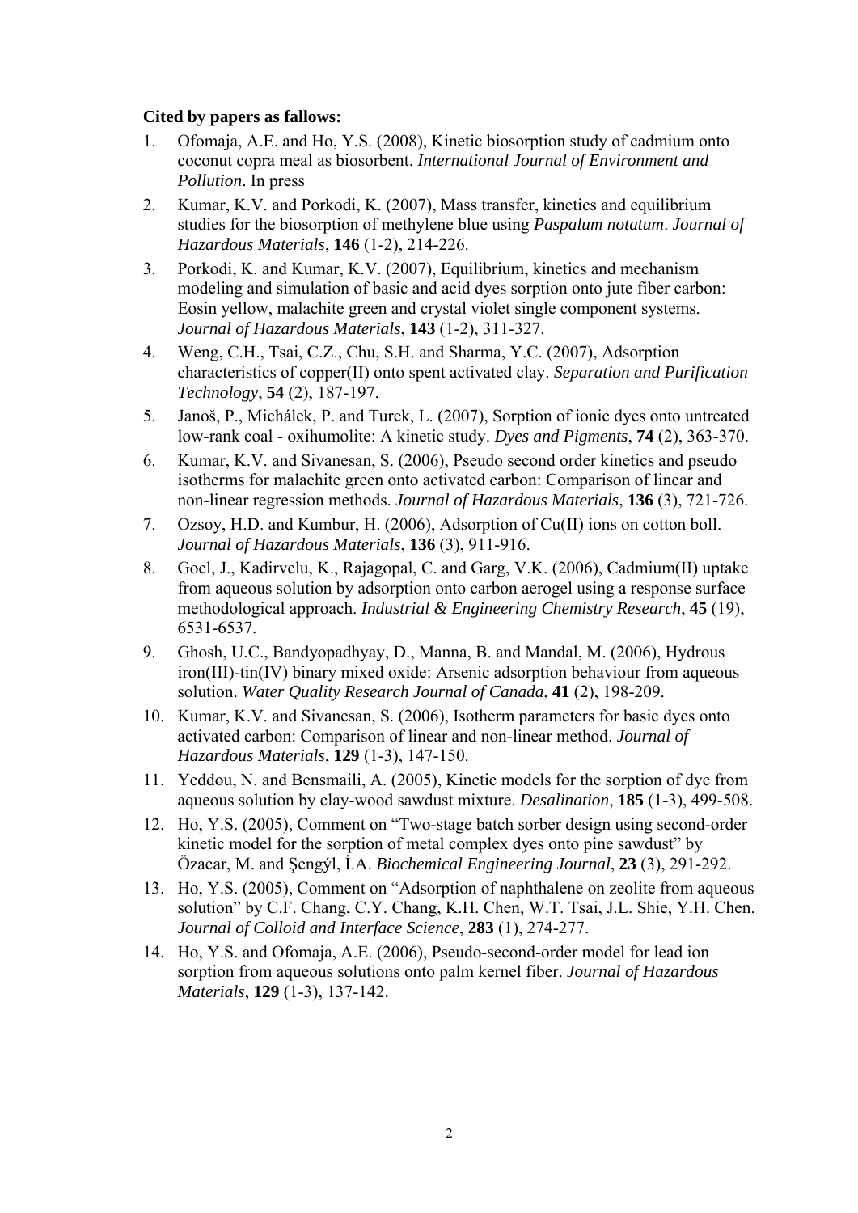**Cited by papers as fallows:**

1. Ofomaja, A.E. and Ho, Y.S. (2008), Kinetic biosorption study of cadmium onto coconut copra meal as biosorbent. *International Journal of Environment and Pollution*. In press
2. Kumar, K.V. and Porkodi, K. (2007), Mass transfer, kinetics and equilibrium studies for the biosorption of methylene blue using *Paspalum notatum*. *Journal of Hazardous Materials*, **146** (1-2), 214-226.
3. Porkodi, K. and Kumar, K.V. (2007), Equilibrium, kinetics and mechanism modeling and simulation of basic and acid dyes sorption onto jute fiber carbon: Eosin yellow, malachite green and crystal violet single component systems. *Journal of Hazardous Materials*, **143** (1-2), 311-327.
4. Weng, C.H., Tsai, C.Z., Chu, S.H. and Sharma, Y.C. (2007), Adsorption characteristics of copper(II) onto spent activated clay. *Separation and Purification Technology*, **54** (2), 187-197.
5. Janoš, P., Michálek, P. and Turek, L. (2007), Sorption of ionic dyes onto untreated low-rank coal - oxihumolite: A kinetic study. *Dyes and Pigments*, **74** (2), 363-370.
6. Kumar, K.V. and Sivanesan, S. (2006), Pseudo second order kinetics and pseudo isotherms for malachite green onto activated carbon: Comparison of linear and non-linear regression methods. *Journal of Hazardous Materials*, **136** (3), 721-726.
7. Ozsoy, H.D. and Kumbur, H. (2006), Adsorption of Cu(II) ions on cotton boll. *Journal of Hazardous Materials*, **136** (3), 911-916.
8. Goel, J., Kadirvelu, K., Rajagopal, C. and Garg, V.K. (2006), Cadmium(II) uptake from aqueous solution by adsorption onto carbon aerogel using a response surface methodological approach. *Industrial & Engineering Chemistry Research*, **45** (19), 6531-6537.
9. Ghosh, U.C., Bandyopadhyay, D., Manna, B. and Mandal, M. (2006), Hydrous iron(III)-tin(IV) binary mixed oxide: Arsenic adsorption behaviour from aqueous solution. *Water Quality Research Journal of Canada*, **41** (2), 198-209.
10. Kumar, K.V. and Sivanesan, S. (2006), Isotherm parameters for basic dyes onto activated carbon: Comparison of linear and non-linear method. *Journal of Hazardous Materials*, **129** (1-3), 147-150.
11. Yeddou, N. and Bensmaili, A. (2005), Kinetic models for the sorption of dye from aqueous solution by clay-wood sawdust mixture. *Desalination*, **185** (1-3), 499-508.
12. Ho, Y.S. (2005), Comment on "Two-stage batch sorber design using second-order kinetic model for the sorption of metal complex dyes onto pine sawdust" by Özacar, M. and Şengýl, İ.A. *Biochemical Engineering Journal*, **23** (3), 291-292.
13. Ho, Y.S. (2005), Comment on "Adsorption of naphthalene on zeolite from aqueous solution" by C.F. Chang, C.Y. Chang, K.H. Chen, W.T. Tsai, J.L. Shie, Y.H. Chen. *Journal of Colloid and Interface Science*, **283** (1), 274-277.
14. Ho, Y.S. and Ofomaja, A.E. (2006), Pseudo-second-order model for lead ion sorption from aqueous solutions onto palm kernel fiber. *Journal of Hazardous Materials*, **129** (1-3), 137-142.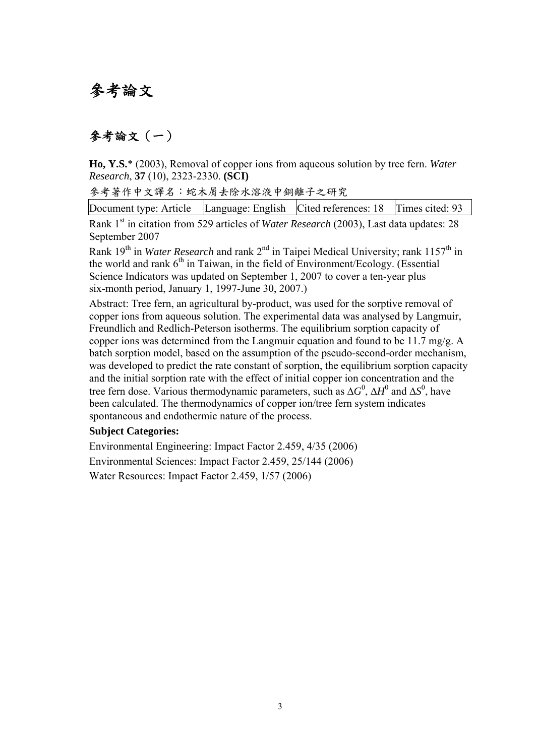# 參考論文

## 參考論文（一）

**Ho, Y.S.*** (2003), Removal of copper ions from aqueous solution by tree fern. *Water Research*, **37** (10), 2323-2330. **(SCI)**

參考著作中文譯名：蛇木屑去除水溶液中銅離子之研究

| Document type: Article | Language: English | Cited references: 18 | Times cited: 93 |
|---|---|---|---|

Rank 1st in citation from 529 articles of *Water Research* (2003), Last data updates: 28 September 2007

Rank 19th in *Water Research* and rank 2nd in Taipei Medical University; rank 1157th in the world and rank 6th in Taiwan, in the field of Environment/Ecology. (Essential Science Indicators was updated on September 1, 2007 to cover a ten-year plus six-month period, January 1, 1997-June 30, 2007.)

Abstract: Tree fern, an agricultural by-product, was used for the sorptive removal of copper ions from aqueous solution. The experimental data was analysed by Langmuir, Freundlich and Redlich-Peterson isotherms. The equilibrium sorption capacity of copper ions was determined from the Langmuir equation and found to be 11.7 mg/g. A batch sorption model, based on the assumption of the pseudo-second-order mechanism, was developed to predict the rate constant of sorption, the equilibrium sorption capacity and the initial sorption rate with the effect of initial copper ion concentration and the tree fern dose. Various thermodynamic parameters, such as $\Delta G^0$, $\Delta H^0$ and $\Delta S^0$, have been calculated. The thermodynamics of copper ion/tree fern system indicates spontaneous and endothermic nature of the process.

**Subject Categories:**

Environmental Engineering: Impact Factor 2.459, 4/35 (2006)

Environmental Sciences: Impact Factor 2.459, 25/144 (2006)

Water Resources: Impact Factor 2.459, 1/57 (2006)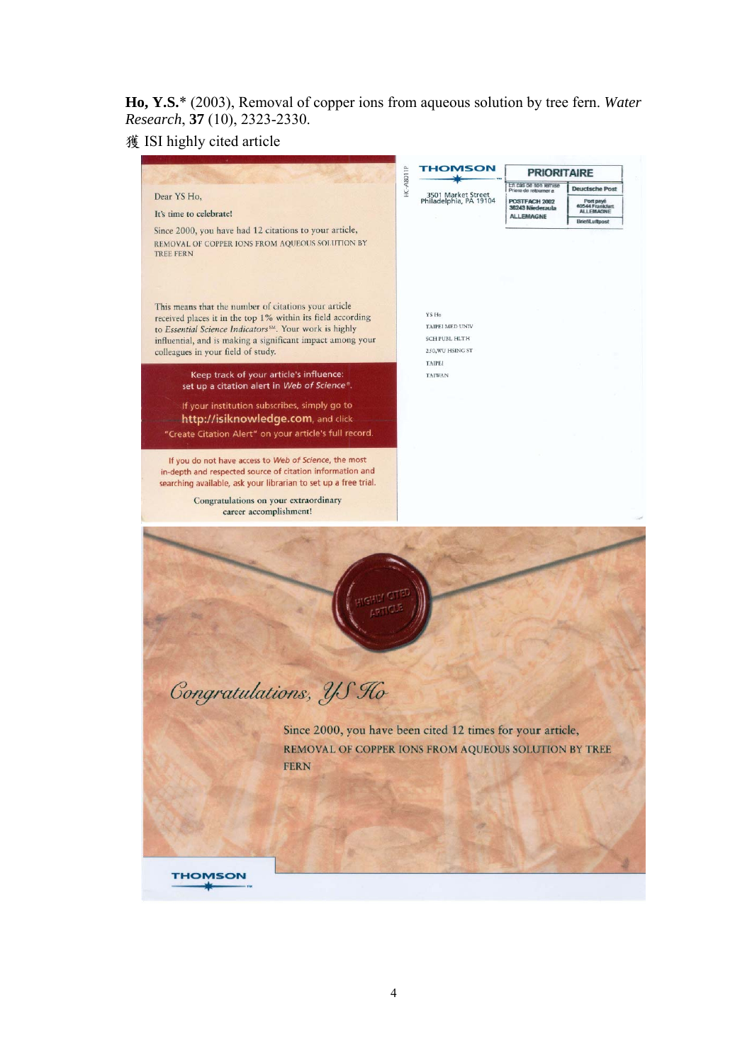**Ho, Y.S.*** (2003), Removal of copper ions from aqueous solution by tree fern. *Water Research*, **37** (10), 2323-2330.

獲 ISI highly cited article

Dear YS Ho,

It's time to celebrate!

Since 2000, you have had 12 citations to your article, REMOVAL OF COPPER IONS FROM AQUEOUS SOLUTION BY TREE FERN

This means that the number of citations your article received places it in the top 1% within its field according to *Essential Science Indicators*SM. Your work is highly influential, and is making a significant impact among your colleagues in your field of study.

Keep track of your article's influence: set up a citation alert in *Web of Science*®.

If your institution subscribes, simply go to **http://isiknowledge.com**, and click "Create Citation Alert" on your article's full record.

If you do not have access to *Web of Science*, the most in-depth and respected source of citation information and searching available, ask your librarian to set up a free trial.

Congratulations on your extraordinary career accomplishment!

HC-A8011P

THOMSON

3501 Market Street
Philadelphia, PA 19104

PRIORITAIRE

En cas de non remise
Prière de retourner à

POSTFACH 2002
36243 Niederaula
ALLEMAGNE

Deutsche Post

Port payé
60544 Frankfurt
ALLEMAGNE

Brief/Luftpost

YS Ho
TAIPEI MED UNIV
SCH PUBL HLTH
250,WU HSING ST
TAIPEI
TAIWAN

HIGHLY CITED ARTICLE

*Congratulations, YS Ho*

Since 2000, you have been cited 12 times for your article, REMOVAL OF COPPER IONS FROM AQUEOUS SOLUTION BY TREE FERN

THOMSON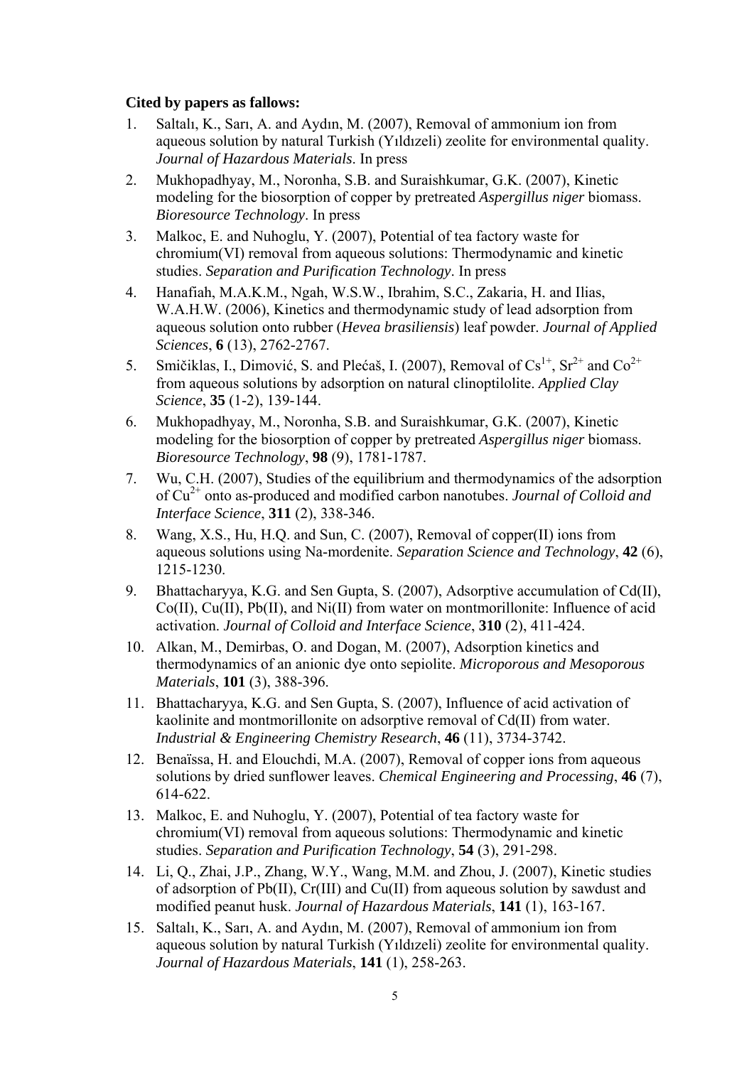**Cited by papers as fallows:**

1. Saltalı, K., Sarı, A. and Aydın, M. (2007), Removal of ammonium ion from aqueous solution by natural Turkish (Yıldızeli) zeolite for environmental quality. *Journal of Hazardous Materials*. In press
2. Mukhopadhyay, M., Noronha, S.B. and Suraishkumar, G.K. (2007), Kinetic modeling for the biosorption of copper by pretreated *Aspergillus niger* biomass. *Bioresource Technology*. In press
3. Malkoc, E. and Nuhoglu, Y. (2007), Potential of tea factory waste for chromium(VI) removal from aqueous solutions: Thermodynamic and kinetic studies. *Separation and Purification Technology*. In press
4. Hanafiah, M.A.K.M., Ngah, W.S.W., Ibrahim, S.C., Zakaria, H. and Ilias, W.A.H.W. (2006), Kinetics and thermodynamic study of lead adsorption from aqueous solution onto rubber (*Hevea brasiliensis*) leaf powder. *Journal of Applied Sciences*, **6** (13), 2762-2767.
5. Smičiklas, I., Dimović, S. and Plećaš, I. (2007), Removal of $Cs^{1+}$, $Sr^{2+}$ and $Co^{2+}$ from aqueous solutions by adsorption on natural clinoptilolite. *Applied Clay Science*, **35** (1-2), 139-144.
6. Mukhopadhyay, M., Noronha, S.B. and Suraishkumar, G.K. (2007), Kinetic modeling for the biosorption of copper by pretreated *Aspergillus niger* biomass. *Bioresource Technology*, **98** (9), 1781-1787.
7. Wu, C.H. (2007), Studies of the equilibrium and thermodynamics of the adsorption of $Cu^{2+}$ onto as-produced and modified carbon nanotubes. *Journal of Colloid and Interface Science*, **311** (2), 338-346.
8. Wang, X.S., Hu, H.Q. and Sun, C. (2007), Removal of copper(II) ions from aqueous solutions using Na-mordenite. *Separation Science and Technology*, **42** (6), 1215-1230.
9. Bhattacharyya, K.G. and Sen Gupta, S. (2007), Adsorptive accumulation of Cd(II), Co(II), Cu(II), Pb(II), and Ni(II) from water on montmorillonite: Influence of acid activation. *Journal of Colloid and Interface Science*, **310** (2), 411-424.
10. Alkan, M., Demirbas, O. and Dogan, M. (2007), Adsorption kinetics and thermodynamics of an anionic dye onto sepiolite. *Microporous and Mesoporous Materials*, **101** (3), 388-396.
11. Bhattacharyya, K.G. and Sen Gupta, S. (2007), Influence of acid activation of kaolinite and montmorillonite on adsorptive removal of Cd(II) from water. *Industrial & Engineering Chemistry Research*, **46** (11), 3734-3742.
12. Benaïssa, H. and Elouchdi, M.A. (2007), Removal of copper ions from aqueous solutions by dried sunflower leaves. *Chemical Engineering and Processing*, **46** (7), 614-622.
13. Malkoc, E. and Nuhoglu, Y. (2007), Potential of tea factory waste for chromium(VI) removal from aqueous solutions: Thermodynamic and kinetic studies. *Separation and Purification Technology*, **54** (3), 291-298.
14. Li, Q., Zhai, J.P., Zhang, W.Y., Wang, M.M. and Zhou, J. (2007), Kinetic studies of adsorption of Pb(II), Cr(III) and Cu(II) from aqueous solution by sawdust and modified peanut husk. *Journal of Hazardous Materials*, **141** (1), 163-167.
15. Saltalı, K., Sarı, A. and Aydın, M. (2007), Removal of ammonium ion from aqueous solution by natural Turkish (Yıldızeli) zeolite for environmental quality. *Journal of Hazardous Materials*, **141** (1), 258-263.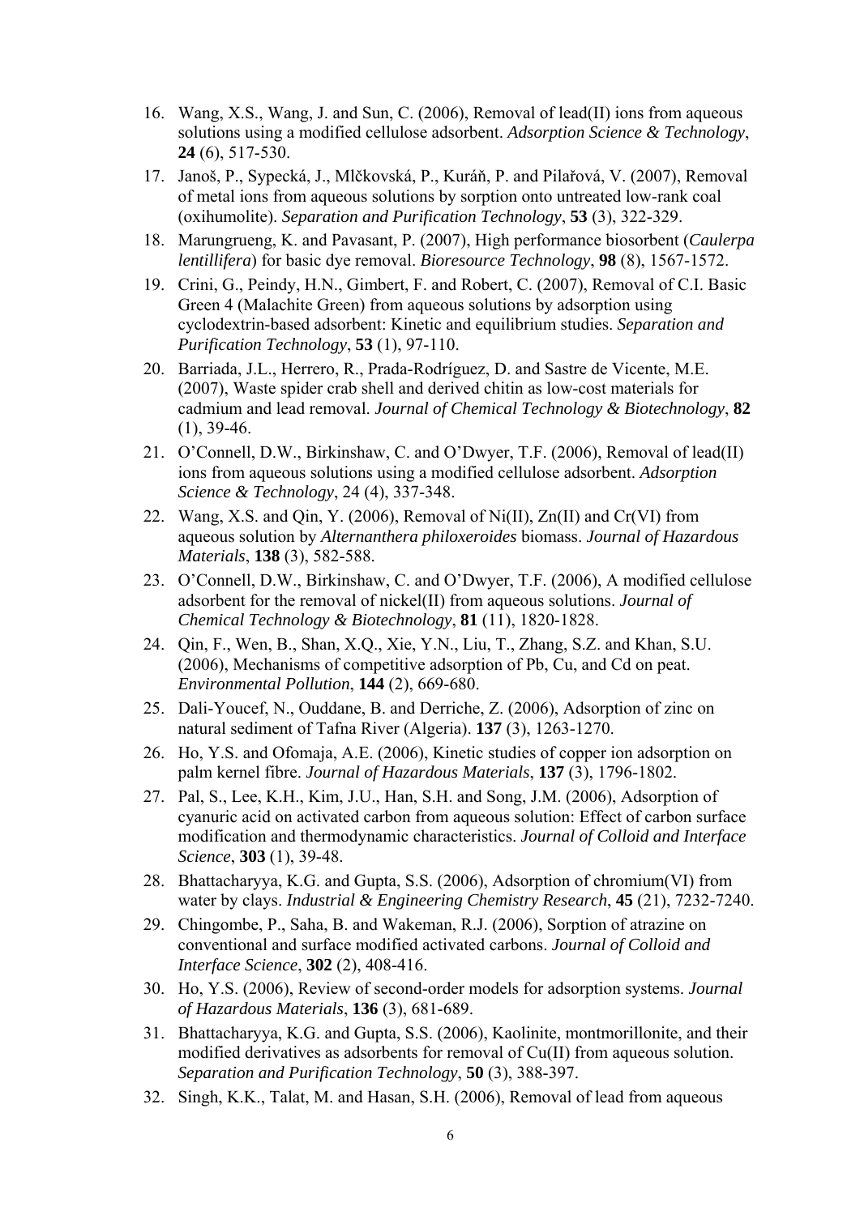16. Wang, X.S., Wang, J. and Sun, C. (2006), Removal of lead(II) ions from aqueous solutions using a modified cellulose adsorbent. *Adsorption Science & Technology*, **24** (6), 517-530.
17. Janoš, P., Sypecká, J., Mlčkovská, P., Kuráň, P. and Pilařová, V. (2007), Removal of metal ions from aqueous solutions by sorption onto untreated low-rank coal (oxihumolite). *Separation and Purification Technology*, **53** (3), 322-329.
18. Marungrueng, K. and Pavasant, P. (2007), High performance biosorbent (*Caulerpa lentillifera*) for basic dye removal. *Bioresource Technology*, **98** (8), 1567-1572.
19. Crini, G., Peindy, H.N., Gimbert, F. and Robert, C. (2007), Removal of C.I. Basic Green 4 (Malachite Green) from aqueous solutions by adsorption using cyclodextrin-based adsorbent: Kinetic and equilibrium studies. *Separation and Purification Technology*, **53** (1), 97-110.
20. Barriada, J.L., Herrero, R., Prada-Rodríguez, D. and Sastre de Vicente, M.E. (2007), Waste spider crab shell and derived chitin as low-cost materials for cadmium and lead removal. *Journal of Chemical Technology & Biotechnology*, **82** (1), 39-46.
21. O'Connell, D.W., Birkinshaw, C. and O'Dwyer, T.F. (2006), Removal of lead(II) ions from aqueous solutions using a modified cellulose adsorbent. *Adsorption Science & Technology*, 24 (4), 337-348.
22. Wang, X.S. and Qin, Y. (2006), Removal of Ni(II), Zn(II) and Cr(VI) from aqueous solution by *Alternanthera philoxeroides* biomass. *Journal of Hazardous Materials*, **138** (3), 582-588.
23. O'Connell, D.W., Birkinshaw, C. and O'Dwyer, T.F. (2006), A modified cellulose adsorbent for the removal of nickel(II) from aqueous solutions. *Journal of Chemical Technology & Biotechnology*, **81** (11), 1820-1828.
24. Qin, F., Wen, B., Shan, X.Q., Xie, Y.N., Liu, T., Zhang, S.Z. and Khan, S.U. (2006), Mechanisms of competitive adsorption of Pb, Cu, and Cd on peat. *Environmental Pollution*, **144** (2), 669-680.
25. Dali-Youcef, N., Ouddane, B. and Derriche, Z. (2006), Adsorption of zinc on natural sediment of Tafna River (Algeria). **137** (3), 1263-1270.
26. Ho, Y.S. and Ofomaja, A.E. (2006), Kinetic studies of copper ion adsorption on palm kernel fibre. *Journal of Hazardous Materials*, **137** (3), 1796-1802.
27. Pal, S., Lee, K.H., Kim, J.U., Han, S.H. and Song, J.M. (2006), Adsorption of cyanuric acid on activated carbon from aqueous solution: Effect of carbon surface modification and thermodynamic characteristics. *Journal of Colloid and Interface Science*, **303** (1), 39-48.
28. Bhattacharyya, K.G. and Gupta, S.S. (2006), Adsorption of chromium(VI) from water by clays. *Industrial & Engineering Chemistry Research*, **45** (21), 7232-7240.
29. Chingombe, P., Saha, B. and Wakeman, R.J. (2006), Sorption of atrazine on conventional and surface modified activated carbons. *Journal of Colloid and Interface Science*, **302** (2), 408-416.
30. Ho, Y.S. (2006), Review of second-order models for adsorption systems. *Journal of Hazardous Materials*, **136** (3), 681-689.
31. Bhattacharyya, K.G. and Gupta, S.S. (2006), Kaolinite, montmorillonite, and their modified derivatives as adsorbents for removal of Cu(II) from aqueous solution. *Separation and Purification Technology*, **50** (3), 388-397.
32. Singh, K.K., Talat, M. and Hasan, S.H. (2006), Removal of lead from aqueous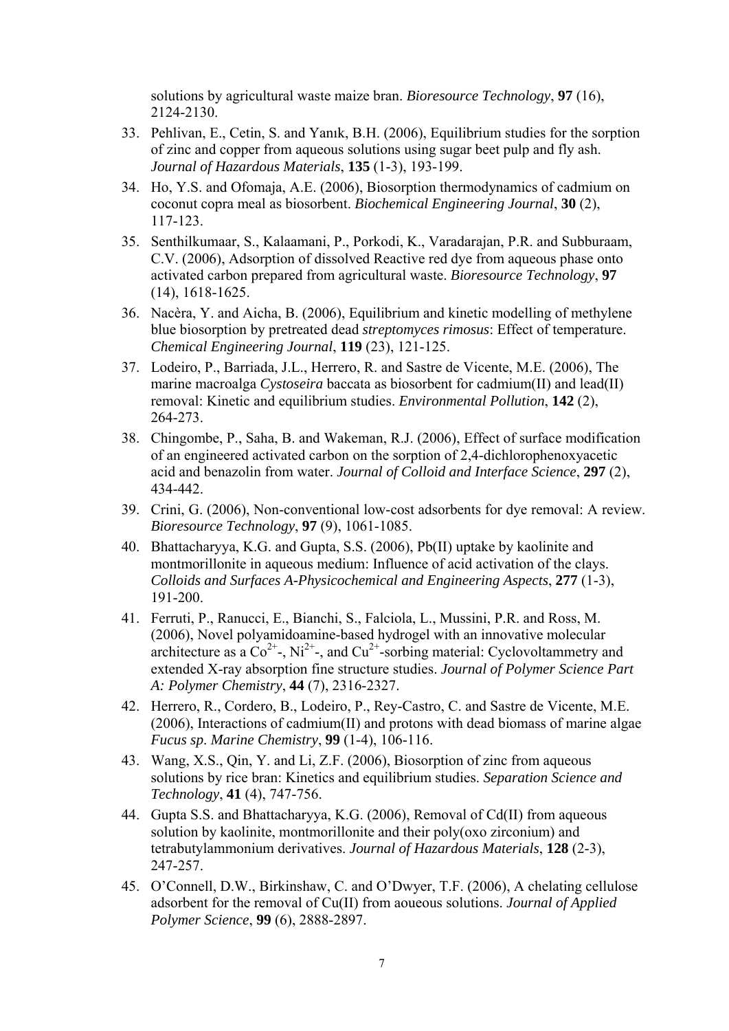solutions by agricultural waste maize bran. *Bioresource Technology*, **97** (16), 2124-2130.

33. Pehlivan, E., Cetin, S. and Yanık, B.H. (2006), Equilibrium studies for the sorption of zinc and copper from aqueous solutions using sugar beet pulp and fly ash. *Journal of Hazardous Materials*, **135** (1-3), 193-199.

34. Ho, Y.S. and Ofomaja, A.E. (2006), Biosorption thermodynamics of cadmium on coconut copra meal as biosorbent. *Biochemical Engineering Journal*, **30** (2), 117-123.

35. Senthilkumaar, S., Kalaamani, P., Porkodi, K., Varadarajan, P.R. and Subburaam, C.V. (2006), Adsorption of dissolved Reactive red dye from aqueous phase onto activated carbon prepared from agricultural waste. *Bioresource Technology*, **97** (14), 1618-1625.

36. Nacèra, Y. and Aicha, B. (2006), Equilibrium and kinetic modelling of methylene blue biosorption by pretreated dead *streptomyces rimosus*: Effect of temperature. *Chemical Engineering Journal*, **119** (23), 121-125.

37. Lodeiro, P., Barriada, J.L., Herrero, R. and Sastre de Vicente, M.E. (2006), The marine macroalga *Cystoseira* baccata as biosorbent for cadmium(II) and lead(II) removal: Kinetic and equilibrium studies. *Environmental Pollution*, **142** (2), 264-273.

38. Chingombe, P., Saha, B. and Wakeman, R.J. (2006), Effect of surface modification of an engineered activated carbon on the sorption of 2,4-dichlorophenoxyacetic acid and benazolin from water. *Journal of Colloid and Interface Science*, **297** (2), 434-442.

39. Crini, G. (2006), Non-conventional low-cost adsorbents for dye removal: A review. *Bioresource Technology*, **97** (9), 1061-1085.

40. Bhattacharyya, K.G. and Gupta, S.S. (2006), Pb(II) uptake by kaolinite and montmorillonite in aqueous medium: Influence of acid activation of the clays. *Colloids and Surfaces A-Physicochemical and Engineering Aspects*, **277** (1-3), 191-200.

41. Ferruti, P., Ranucci, E., Bianchi, S., Falciola, L., Mussini, P.R. and Ross, M. (2006), Novel polyamidoamine-based hydrogel with an innovative molecular architecture as a $Co^{2+}$-, $Ni^{2+}$-, and $Cu^{2+}$-sorbing material: Cyclovoltammetry and extended X-ray absorption fine structure studies. *Journal of Polymer Science Part A: Polymer Chemistry*, **44** (7), 2316-2327.

42. Herrero, R., Cordero, B., Lodeiro, P., Rey-Castro, C. and Sastre de Vicente, M.E. (2006), Interactions of cadmium(II) and protons with dead biomass of marine algae *Fucus sp*. *Marine Chemistry*, **99** (1-4), 106-116.

43. Wang, X.S., Qin, Y. and Li, Z.F. (2006), Biosorption of zinc from aqueous solutions by rice bran: Kinetics and equilibrium studies. *Separation Science and Technology*, **41** (4), 747-756.

44. Gupta S.S. and Bhattacharyya, K.G. (2006), Removal of Cd(II) from aqueous solution by kaolinite, montmorillonite and their poly(oxo zirconium) and tetrabutylammonium derivatives. *Journal of Hazardous Materials*, **128** (2-3), 247-257.

45. O'Connell, D.W., Birkinshaw, C. and O'Dwyer, T.F. (2006), A chelating cellulose adsorbent for the removal of Cu(II) from aoueous solutions. *Journal of Applied Polymer Science*, **99** (6), 2888-2897.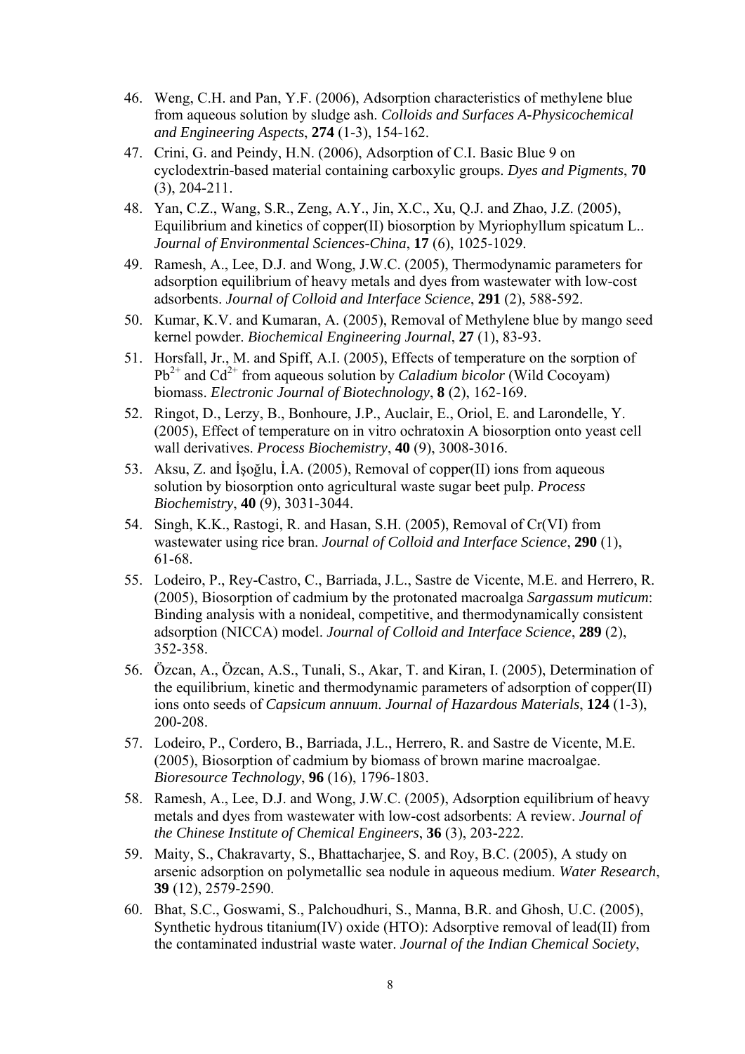46. Weng, C.H. and Pan, Y.F. (2006), Adsorption characteristics of methylene blue from aqueous solution by sludge ash. *Colloids and Surfaces A-Physicochemical and Engineering Aspects*, **274** (1-3), 154-162.
47. Crini, G. and Peindy, H.N. (2006), Adsorption of C.I. Basic Blue 9 on cyclodextrin-based material containing carboxylic groups. *Dyes and Pigments*, **70** (3), 204-211.
48. Yan, C.Z., Wang, S.R., Zeng, A.Y., Jin, X.C., Xu, Q.J. and Zhao, J.Z. (2005), Equilibrium and kinetics of copper(II) biosorption by Myriophyllum spicatum L.. *Journal of Environmental Sciences-China*, **17** (6), 1025-1029.
49. Ramesh, A., Lee, D.J. and Wong, J.W.C. (2005), Thermodynamic parameters for adsorption equilibrium of heavy metals and dyes from wastewater with low-cost adsorbents. *Journal of Colloid and Interface Science*, **291** (2), 588-592.
50. Kumar, K.V. and Kumaran, A. (2005), Removal of Methylene blue by mango seed kernel powder. *Biochemical Engineering Journal*, **27** (1), 83-93.
51. Horsfall, Jr., M. and Spiff, A.I. (2005), Effects of temperature on the sorption of $Pb^{2+}$ and $Cd^{2+}$ from aqueous solution by *Caladium bicolor* (Wild Cocoyam) biomass. *Electronic Journal of Biotechnology*, **8** (2), 162-169.
52. Ringot, D., Lerzy, B., Bonhoure, J.P., Auclair, E., Oriol, E. and Larondelle, Y. (2005), Effect of temperature on in vitro ochratoxin A biosorption onto yeast cell wall derivatives. *Process Biochemistry*, **40** (9), 3008-3016.
53. Aksu, Z. and İşoğlu, İ.A. (2005), Removal of copper(II) ions from aqueous solution by biosorption onto agricultural waste sugar beet pulp. *Process Biochemistry*, **40** (9), 3031-3044.
54. Singh, K.K., Rastogi, R. and Hasan, S.H. (2005), Removal of Cr(VI) from wastewater using rice bran. *Journal of Colloid and Interface Science*, **290** (1), 61-68.
55. Lodeiro, P., Rey-Castro, C., Barriada, J.L., Sastre de Vicente, M.E. and Herrero, R. (2005), Biosorption of cadmium by the protonated macroalga *Sargassum muticum*: Binding analysis with a nonideal, competitive, and thermodynamically consistent adsorption (NICCA) model. *Journal of Colloid and Interface Science*, **289** (2), 352-358.
56. Özcan, A., Özcan, A.S., Tunali, S., Akar, T. and Kiran, I. (2005), Determination of the equilibrium, kinetic and thermodynamic parameters of adsorption of copper(II) ions onto seeds of *Capsicum annuum*. *Journal of Hazardous Materials*, **124** (1-3), 200-208.
57. Lodeiro, P., Cordero, B., Barriada, J.L., Herrero, R. and Sastre de Vicente, M.E. (2005), Biosorption of cadmium by biomass of brown marine macroalgae. *Bioresource Technology*, **96** (16), 1796-1803.
58. Ramesh, A., Lee, D.J. and Wong, J.W.C. (2005), Adsorption equilibrium of heavy metals and dyes from wastewater with low-cost adsorbents: A review. *Journal of the Chinese Institute of Chemical Engineers*, **36** (3), 203-222.
59. Maity, S., Chakravarty, S., Bhattacharjee, S. and Roy, B.C. (2005), A study on arsenic adsorption on polymetallic sea nodule in aqueous medium. *Water Research*, **39** (12), 2579-2590.
60. Bhat, S.C., Goswami, S., Palchoudhuri, S., Manna, B.R. and Ghosh, U.C. (2005), Synthetic hydrous titanium(IV) oxide (HTO): Adsorptive removal of lead(II) from the contaminated industrial waste water. *Journal of the Indian Chemical Society*,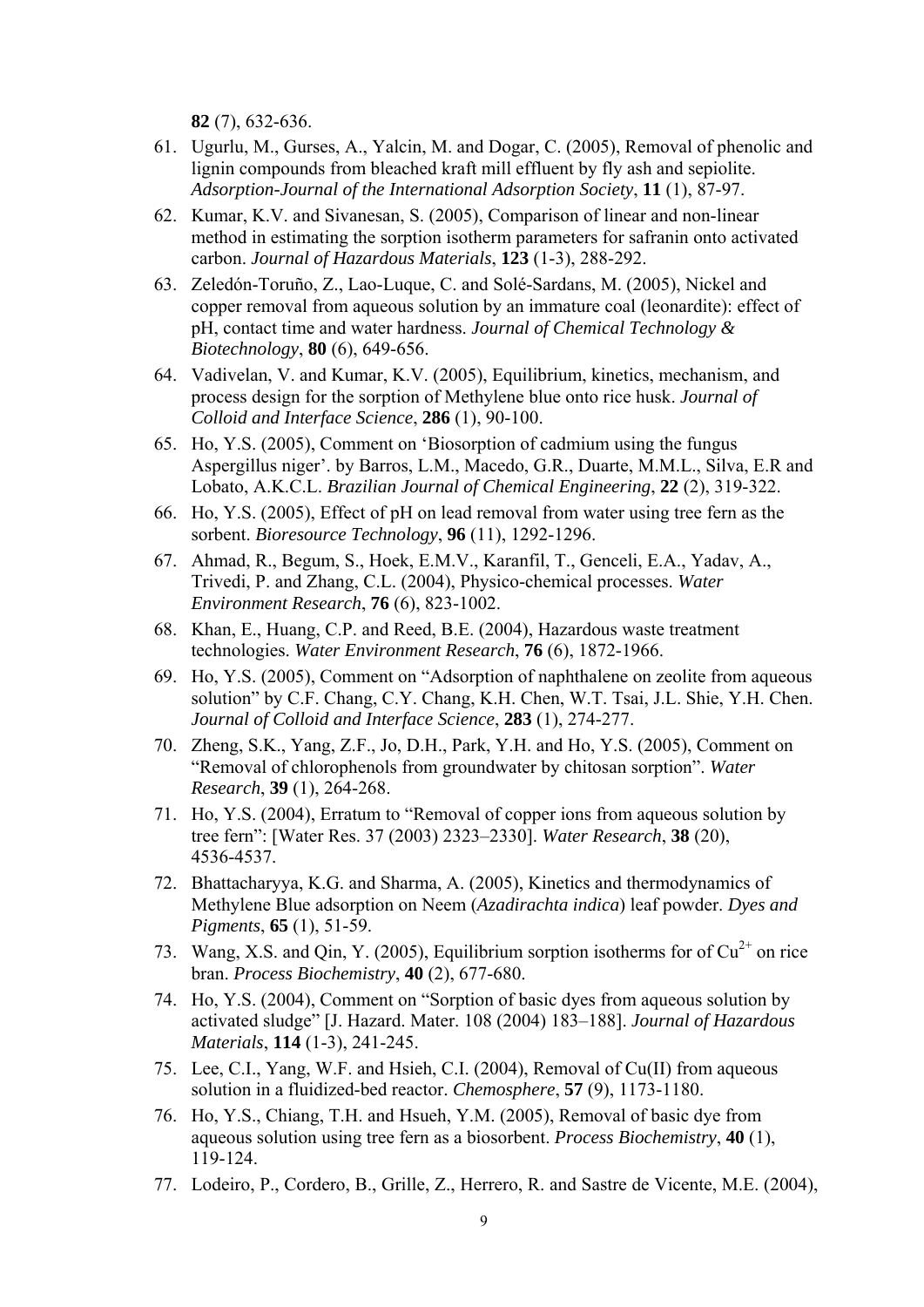**82** (7), 632-636.

61. Ugurlu, M., Gurses, A., Yalcin, M. and Dogar, C. (2005), Removal of phenolic and lignin compounds from bleached kraft mill effluent by fly ash and sepiolite. *Adsorption-Journal of the International Adsorption Society*, **11** (1), 87-97.
62. Kumar, K.V. and Sivanesan, S. (2005), Comparison of linear and non-linear method in estimating the sorption isotherm parameters for safranin onto activated carbon. *Journal of Hazardous Materials*, **123** (1-3), 288-292.
63. Zeledón-Toruño, Z., Lao-Luque, C. and Solé-Sardans, M. (2005), Nickel and copper removal from aqueous solution by an immature coal (leonardite): effect of pH, contact time and water hardness. *Journal of Chemical Technology & Biotechnology*, **80** (6), 649-656.
64. Vadivelan, V. and Kumar, K.V. (2005), Equilibrium, kinetics, mechanism, and process design for the sorption of Methylene blue onto rice husk. *Journal of Colloid and Interface Science*, **286** (1), 90-100.
65. Ho, Y.S. (2005), Comment on 'Biosorption of cadmium using the fungus Aspergillus niger'. by Barros, L.M., Macedo, G.R., Duarte, M.M.L., Silva, E.R and Lobato, A.K.C.L. *Brazilian Journal of Chemical Engineering*, **22** (2), 319-322.
66. Ho, Y.S. (2005), Effect of pH on lead removal from water using tree fern as the sorbent. *Bioresource Technology*, **96** (11), 1292-1296.
67. Ahmad, R., Begum, S., Hoek, E.M.V., Karanfil, T., Genceli, E.A., Yadav, A., Trivedi, P. and Zhang, C.L. (2004), Physico-chemical processes. *Water Environment Research*, **76** (6), 823-1002.
68. Khan, E., Huang, C.P. and Reed, B.E. (2004), Hazardous waste treatment technologies. *Water Environment Research*, **76** (6), 1872-1966.
69. Ho, Y.S. (2005), Comment on "Adsorption of naphthalene on zeolite from aqueous solution" by C.F. Chang, C.Y. Chang, K.H. Chen, W.T. Tsai, J.L. Shie, Y.H. Chen. *Journal of Colloid and Interface Science*, **283** (1), 274-277.
70. Zheng, S.K., Yang, Z.F., Jo, D.H., Park, Y.H. and Ho, Y.S. (2005), Comment on "Removal of chlorophenols from groundwater by chitosan sorption". *Water Research*, **39** (1), 264-268.
71. Ho, Y.S. (2004), Erratum to "Removal of copper ions from aqueous solution by tree fern": [Water Res. 37 (2003) 2323–2330]. *Water Research*, **38** (20), 4536-4537.
72. Bhattacharyya, K.G. and Sharma, A. (2005), Kinetics and thermodynamics of Methylene Blue adsorption on Neem (*Azadirachta indica*) leaf powder. *Dyes and Pigments*, **65** (1), 51-59.
73. Wang, X.S. and Qin, Y. (2005), Equilibrium sorption isotherms for of $Cu^{2+}$ on rice bran. *Process Biochemistry*, **40** (2), 677-680.
74. Ho, Y.S. (2004), Comment on "Sorption of basic dyes from aqueous solution by activated sludge" [J. Hazard. Mater. 108 (2004) 183–188]. *Journal of Hazardous Materials*, **114** (1-3), 241-245.
75. Lee, C.I., Yang, W.F. and Hsieh, C.I. (2004), Removal of Cu(II) from aqueous solution in a fluidized-bed reactor. *Chemosphere*, **57** (9), 1173-1180.
76. Ho, Y.S., Chiang, T.H. and Hsueh, Y.M. (2005), Removal of basic dye from aqueous solution using tree fern as a biosorbent. *Process Biochemistry*, **40** (1), 119-124.
77. Lodeiro, P., Cordero, B., Grille, Z., Herrero, R. and Sastre de Vicente, M.E. (2004),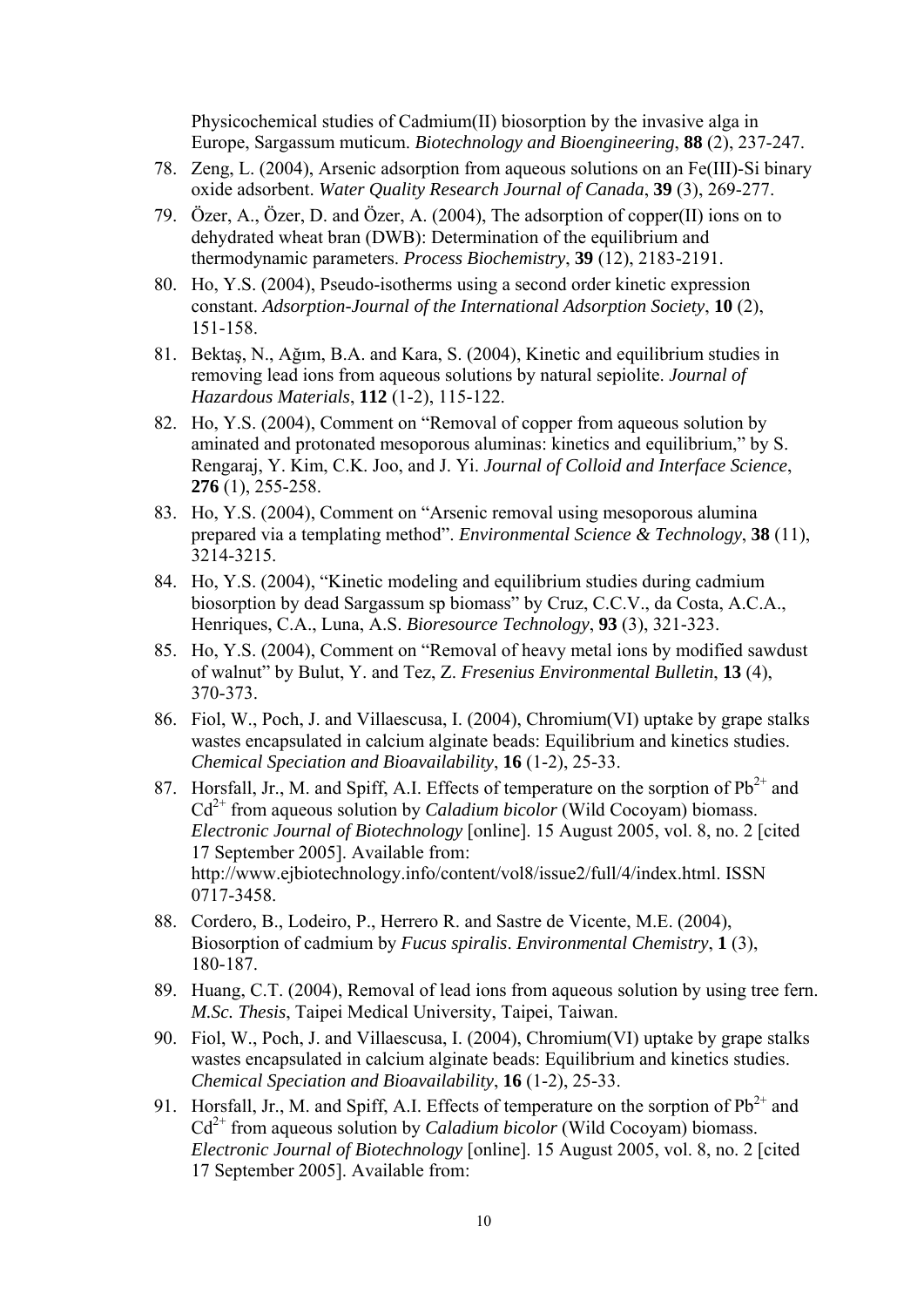Physicochemical studies of Cadmium(II) biosorption by the invasive alga in Europe, Sargassum muticum. *Biotechnology and Bioengineering*, **88** (2), 237-247.

78. Zeng, L. (2004), Arsenic adsorption from aqueous solutions on an Fe(III)-Si binary oxide adsorbent. *Water Quality Research Journal of Canada*, **39** (3), 269-277.
79. Özer, A., Özer, D. and Özer, A. (2004), The adsorption of copper(II) ions on to dehydrated wheat bran (DWB): Determination of the equilibrium and thermodynamic parameters. *Process Biochemistry*, **39** (12), 2183-2191.
80. Ho, Y.S. (2004), Pseudo-isotherms using a second order kinetic expression constant. *Adsorption-Journal of the International Adsorption Society*, **10** (2), 151-158.
81. Bektaş, N., Ağım, B.A. and Kara, S. (2004), Kinetic and equilibrium studies in removing lead ions from aqueous solutions by natural sepiolite. *Journal of Hazardous Materials*, **112** (1-2), 115-122.
82. Ho, Y.S. (2004), Comment on "Removal of copper from aqueous solution by aminated and protonated mesoporous aluminas: kinetics and equilibrium," by S. Rengaraj, Y. Kim, C.K. Joo, and J. Yi. *Journal of Colloid and Interface Science*, **276** (1), 255-258.
83. Ho, Y.S. (2004), Comment on "Arsenic removal using mesoporous alumina prepared via a templating method". *Environmental Science & Technology*, **38** (11), 3214-3215.
84. Ho, Y.S. (2004), "Kinetic modeling and equilibrium studies during cadmium biosorption by dead Sargassum sp biomass" by Cruz, C.C.V., da Costa, A.C.A., Henriques, C.A., Luna, A.S. *Bioresource Technology*, **93** (3), 321-323.
85. Ho, Y.S. (2004), Comment on "Removal of heavy metal ions by modified sawdust of walnut" by Bulut, Y. and Tez, Z. *Fresenius Environmental Bulletin*, **13** (4), 370-373.
86. Fiol, W., Poch, J. and Villaescusa, I. (2004), Chromium(VI) uptake by grape stalks wastes encapsulated in calcium alginate beads: Equilibrium and kinetics studies. *Chemical Speciation and Bioavailability*, **16** (1-2), 25-33.
87. Horsfall, Jr., M. and Spiff, A.I. Effects of temperature on the sorption of $Pb^{2+}$ and $Cd^{2+}$ from aqueous solution by *Caladium bicolor* (Wild Cocoyam) biomass. *Electronic Journal of Biotechnology* [online]. 15 August 2005, vol. 8, no. 2 [cited 17 September 2005]. Available from: http://www.ejbiotechnology.info/content/vol8/issue2/full/4/index.html. ISSN 0717-3458.
88. Cordero, B., Lodeiro, P., Herrero R. and Sastre de Vicente, M.E. (2004), Biosorption of cadmium by *Fucus spiralis*. *Environmental Chemistry*, **1** (3), 180-187.
89. Huang, C.T. (2004), Removal of lead ions from aqueous solution by using tree fern. *M.Sc. Thesis*, Taipei Medical University, Taipei, Taiwan.
90. Fiol, W., Poch, J. and Villaescusa, I. (2004), Chromium(VI) uptake by grape stalks wastes encapsulated in calcium alginate beads: Equilibrium and kinetics studies. *Chemical Speciation and Bioavailability*, **16** (1-2), 25-33.
91. Horsfall, Jr., M. and Spiff, A.I. Effects of temperature on the sorption of $Pb^{2+}$ and $Cd^{2+}$ from aqueous solution by *Caladium bicolor* (Wild Cocoyam) biomass. *Electronic Journal of Biotechnology* [online]. 15 August 2005, vol. 8, no. 2 [cited 17 September 2005]. Available from: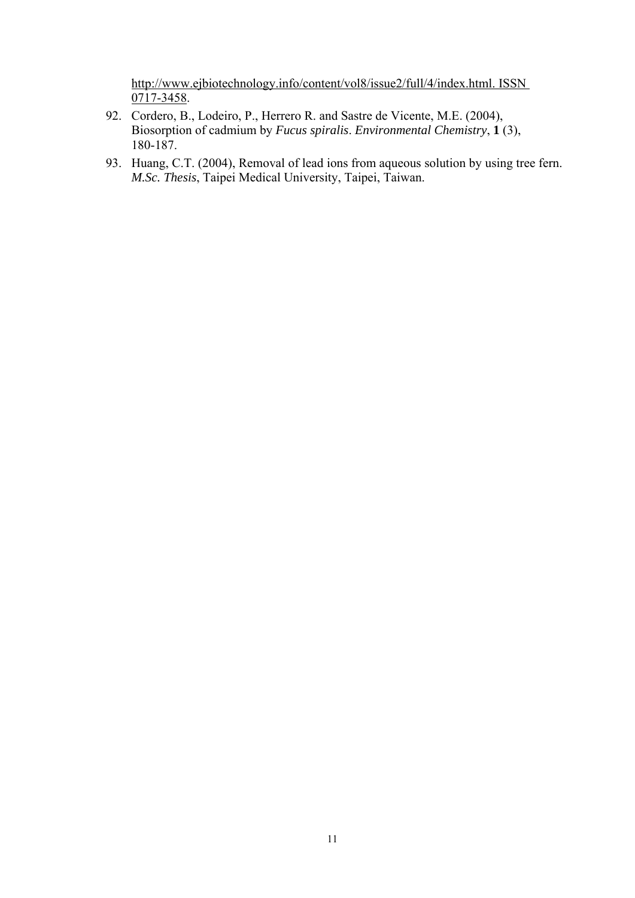http://www.ejbiotechnology.info/content/vol8/issue2/full/4/index.html. ISSN 0717-3458.

92. Cordero, B., Lodeiro, P., Herrero R. and Sastre de Vicente, M.E. (2004), Biosorption of cadmium by *Fucus spiralis*. *Environmental Chemistry*, **1** (3), 180-187.
93. Huang, C.T. (2004), Removal of lead ions from aqueous solution by using tree fern. *M.Sc. Thesis*, Taipei Medical University, Taipei, Taiwan.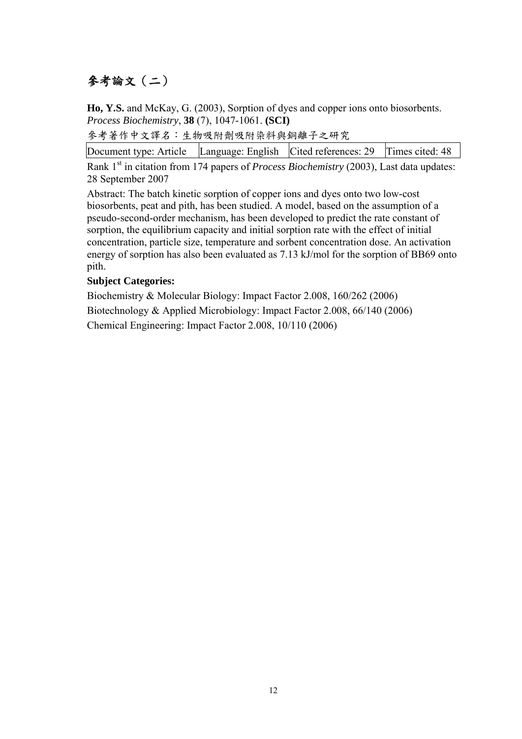# 參考論文（二）

**Ho, Y.S.** and McKay, G. (2003), Sorption of dyes and copper ions onto biosorbents. *Process Biochemistry*, **38** (7), 1047-1061. **(SCI)**

參考著作中文譯名：生物吸附劑吸附染料與銅離子之研究

| Document type: Article | Language: English | Cited references: 29 | Times cited: 48 |
|---|---|---|---|

Rank 1st in citation from 174 papers of *Process Biochemistry* (2003), Last data updates: 28 September 2007

Abstract: The batch kinetic sorption of copper ions and dyes onto two low-cost biosorbents, peat and pith, has been studied. A model, based on the assumption of a pseudo-second-order mechanism, has been developed to predict the rate constant of sorption, the equilibrium capacity and initial sorption rate with the effect of initial concentration, particle size, temperature and sorbent concentration dose. An activation energy of sorption has also been evaluated as 7.13 kJ/mol for the sorption of BB69 onto pith.

**Subject Categories:**

Biochemistry & Molecular Biology: Impact Factor 2.008, 160/262 (2006)

Biotechnology & Applied Microbiology: Impact Factor 2.008, 66/140 (2006)

Chemical Engineering: Impact Factor 2.008, 10/110 (2006)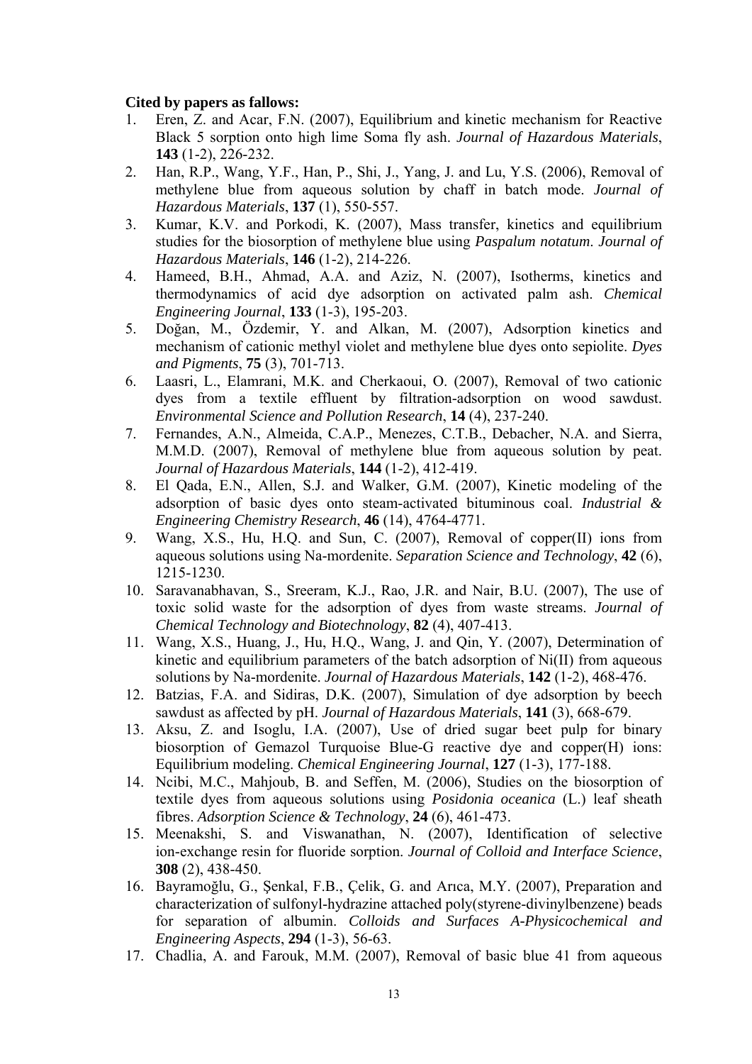**Cited by papers as fallows:**

1. Eren, Z. and Acar, F.N. (2007), Equilibrium and kinetic mechanism for Reactive Black 5 sorption onto high lime Soma fly ash. *Journal of Hazardous Materials*, **143** (1-2), 226-232.
2. Han, R.P., Wang, Y.F., Han, P., Shi, J., Yang, J. and Lu, Y.S. (2006), Removal of methylene blue from aqueous solution by chaff in batch mode. *Journal of Hazardous Materials*, **137** (1), 550-557.
3. Kumar, K.V. and Porkodi, K. (2007), Mass transfer, kinetics and equilibrium studies for the biosorption of methylene blue using *Paspalum notatum*. *Journal of Hazardous Materials*, **146** (1-2), 214-226.
4. Hameed, B.H., Ahmad, A.A. and Aziz, N. (2007), Isotherms, kinetics and thermodynamics of acid dye adsorption on activated palm ash. *Chemical Engineering Journal*, **133** (1-3), 195-203.
5. Doğan, M., Özdemir, Y. and Alkan, M. (2007), Adsorption kinetics and mechanism of cationic methyl violet and methylene blue dyes onto sepiolite. *Dyes and Pigments*, **75** (3), 701-713.
6. Laasri, L., Elamrani, M.K. and Cherkaoui, O. (2007), Removal of two cationic dyes from a textile effluent by filtration-adsorption on wood sawdust. *Environmental Science and Pollution Research*, **14** (4), 237-240.
7. Fernandes, A.N., Almeida, C.A.P., Menezes, C.T.B., Debacher, N.A. and Sierra, M.M.D. (2007), Removal of methylene blue from aqueous solution by peat. *Journal of Hazardous Materials*, **144** (1-2), 412-419.
8. El Qada, E.N., Allen, S.J. and Walker, G.M. (2007), Kinetic modeling of the adsorption of basic dyes onto steam-activated bituminous coal. *Industrial & Engineering Chemistry Research*, **46** (14), 4764-4771.
9. Wang, X.S., Hu, H.Q. and Sun, C. (2007), Removal of copper(II) ions from aqueous solutions using Na-mordenite. *Separation Science and Technology*, **42** (6), 1215-1230.
10. Saravanabhavan, S., Sreeram, K.J., Rao, J.R. and Nair, B.U. (2007), The use of toxic solid waste for the adsorption of dyes from waste streams. *Journal of Chemical Technology and Biotechnology*, **82** (4), 407-413.
11. Wang, X.S., Huang, J., Hu, H.Q., Wang, J. and Qin, Y. (2007), Determination of kinetic and equilibrium parameters of the batch adsorption of Ni(II) from aqueous solutions by Na-mordenite. *Journal of Hazardous Materials*, **142** (1-2), 468-476.
12. Batzias, F.A. and Sidiras, D.K. (2007), Simulation of dye adsorption by beech sawdust as affected by pH. *Journal of Hazardous Materials*, **141** (3), 668-679.
13. Aksu, Z. and Isoglu, I.A. (2007), Use of dried sugar beet pulp for binary biosorption of Gemazol Turquoise Blue-G reactive dye and copper(H) ions: Equilibrium modeling. *Chemical Engineering Journal*, **127** (1-3), 177-188.
14. Ncibi, M.C., Mahjoub, B. and Seffen, M. (2006), Studies on the biosorption of textile dyes from aqueous solutions using *Posidonia oceanica* (L.) leaf sheath fibres. *Adsorption Science & Technology*, **24** (6), 461-473.
15. Meenakshi, S. and Viswanathan, N. (2007), Identification of selective ion-exchange resin for fluoride sorption. *Journal of Colloid and Interface Science*, **308** (2), 438-450.
16. Bayramoğlu, G., Şenkal, F.B., Çelik, G. and Arıca, M.Y. (2007), Preparation and characterization of sulfonyl-hydrazine attached poly(styrene-divinylbenzene) beads for separation of albumin. *Colloids and Surfaces A-Physicochemical and Engineering Aspects*, **294** (1-3), 56-63.
17. Chadlia, A. and Farouk, M.M. (2007), Removal of basic blue 41 from aqueous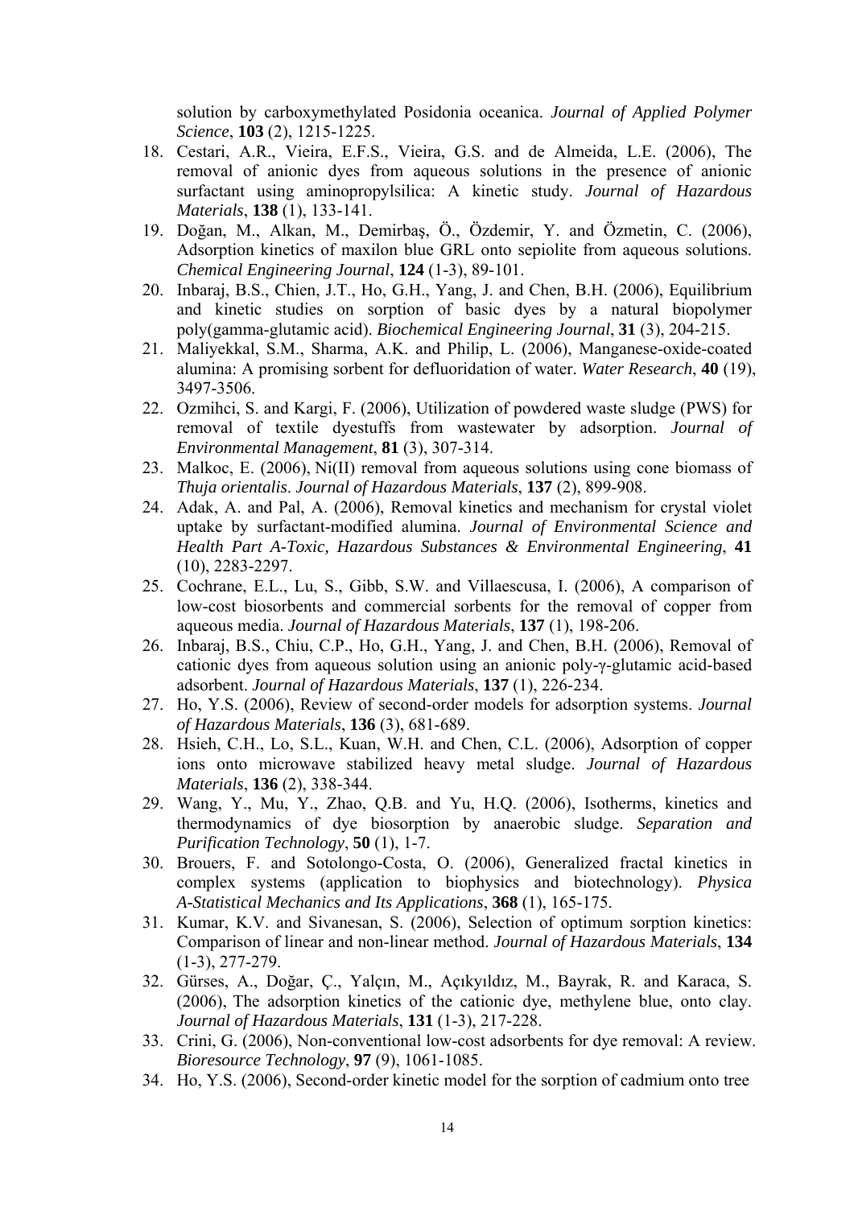solution by carboxymethylated Posidonia oceanica. *Journal of Applied Polymer Science*, **103** (2), 1215-1225.

18. Cestari, A.R., Vieira, E.F.S., Vieira, G.S. and de Almeida, L.E. (2006), The removal of anionic dyes from aqueous solutions in the presence of anionic surfactant using aminopropylsilica: A kinetic study. *Journal of Hazardous Materials*, **138** (1), 133-141.
19. Doğan, M., Alkan, M., Demirbaş, Ö., Özdemir, Y. and Özmetin, C. (2006), Adsorption kinetics of maxilon blue GRL onto sepiolite from aqueous solutions. *Chemical Engineering Journal*, **124** (1-3), 89-101.
20. Inbaraj, B.S., Chien, J.T., Ho, G.H., Yang, J. and Chen, B.H. (2006), Equilibrium and kinetic studies on sorption of basic dyes by a natural biopolymer poly(gamma-glutamic acid). *Biochemical Engineering Journal*, **31** (3), 204-215.
21. Maliyekkal, S.M., Sharma, A.K. and Philip, L. (2006), Manganese-oxide-coated alumina: A promising sorbent for defluoridation of water. *Water Research*, **40** (19), 3497-3506.
22. Ozmihci, S. and Kargi, F. (2006), Utilization of powdered waste sludge (PWS) for removal of textile dyestuffs from wastewater by adsorption. *Journal of Environmental Management*, **81** (3), 307-314.
23. Malkoc, E. (2006), Ni(II) removal from aqueous solutions using cone biomass of *Thuja orientalis*. *Journal of Hazardous Materials*, **137** (2), 899-908.
24. Adak, A. and Pal, A. (2006), Removal kinetics and mechanism for crystal violet uptake by surfactant-modified alumina. *Journal of Environmental Science and Health Part A-Toxic, Hazardous Substances & Environmental Engineering*, **41** (10), 2283-2297.
25. Cochrane, E.L., Lu, S., Gibb, S.W. and Villaescusa, I. (2006), A comparison of low-cost biosorbents and commercial sorbents for the removal of copper from aqueous media. *Journal of Hazardous Materials*, **137** (1), 198-206.
26. Inbaraj, B.S., Chiu, C.P., Ho, G.H., Yang, J. and Chen, B.H. (2006), Removal of cationic dyes from aqueous solution using an anionic poly-γ-glutamic acid-based adsorbent. *Journal of Hazardous Materials*, **137** (1), 226-234.
27. Ho, Y.S. (2006), Review of second-order models for adsorption systems. *Journal of Hazardous Materials*, **136** (3), 681-689.
28. Hsieh, C.H., Lo, S.L., Kuan, W.H. and Chen, C.L. (2006), Adsorption of copper ions onto microwave stabilized heavy metal sludge. *Journal of Hazardous Materials*, **136** (2), 338-344.
29. Wang, Y., Mu, Y., Zhao, Q.B. and Yu, H.Q. (2006), Isotherms, kinetics and thermodynamics of dye biosorption by anaerobic sludge. *Separation and Purification Technology*, **50** (1), 1-7.
30. Brouers, F. and Sotolongo-Costa, O. (2006), Generalized fractal kinetics in complex systems (application to biophysics and biotechnology). *Physica A-Statistical Mechanics and Its Applications*, **368** (1), 165-175.
31. Kumar, K.V. and Sivanesan, S. (2006), Selection of optimum sorption kinetics: Comparison of linear and non-linear method. *Journal of Hazardous Materials*, **134** (1-3), 277-279.
32. Gürses, A., Doğar, Ç., Yalçın, M., Açıkyıldız, M., Bayrak, R. and Karaca, S. (2006), The adsorption kinetics of the cationic dye, methylene blue, onto clay. *Journal of Hazardous Materials*, **131** (1-3), 217-228.
33. Crini, G. (2006), Non-conventional low-cost adsorbents for dye removal: A review. *Bioresource Technology*, **97** (9), 1061-1085.
34. Ho, Y.S. (2006), Second-order kinetic model for the sorption of cadmium onto tree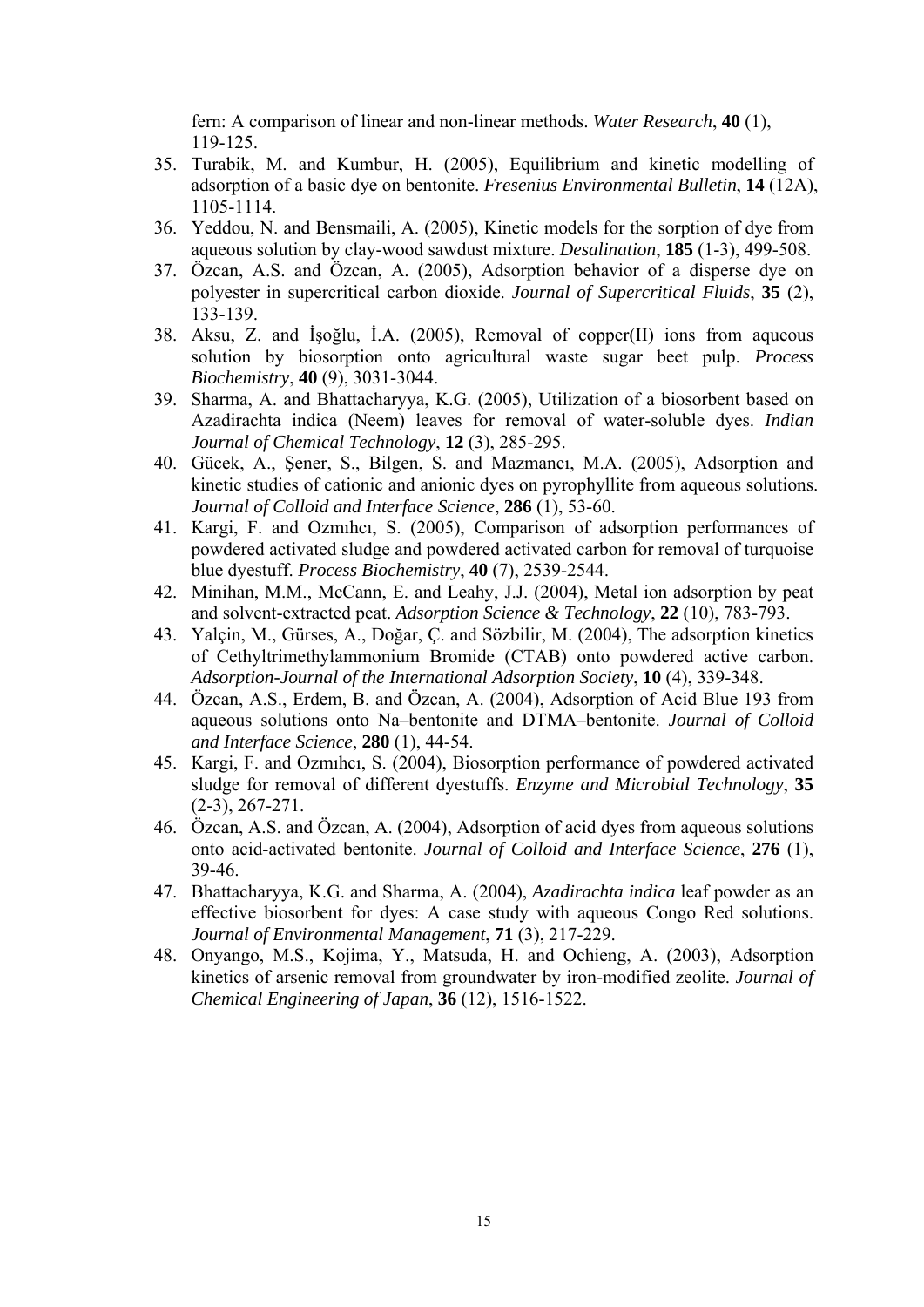fern: A comparison of linear and non-linear methods. *Water Research*, **40** (1), 119-125.

35. Turabik, M. and Kumbur, H. (2005), Equilibrium and kinetic modelling of adsorption of a basic dye on bentonite. *Fresenius Environmental Bulletin*, **14** (12A), 1105-1114.
36. Yeddou, N. and Bensmaili, A. (2005), Kinetic models for the sorption of dye from aqueous solution by clay-wood sawdust mixture. *Desalination*, **185** (1-3), 499-508.
37. Özcan, A.S. and Özcan, A. (2005), Adsorption behavior of a disperse dye on polyester in supercritical carbon dioxide. *Journal of Supercritical Fluids*, **35** (2), 133-139.
38. Aksu, Z. and İşoğlu, İ.A. (2005), Removal of copper(II) ions from aqueous solution by biosorption onto agricultural waste sugar beet pulp. *Process Biochemistry*, **40** (9), 3031-3044.
39. Sharma, A. and Bhattacharyya, K.G. (2005), Utilization of a biosorbent based on Azadirachta indica (Neem) leaves for removal of water-soluble dyes. *Indian Journal of Chemical Technology*, **12** (3), 285-295.
40. Gücek, A., Şener, S., Bilgen, S. and Mazmancı, M.A. (2005), Adsorption and kinetic studies of cationic and anionic dyes on pyrophyllite from aqueous solutions. *Journal of Colloid and Interface Science*, **286** (1), 53-60.
41. Kargi, F. and Ozmıhcı, S. (2005), Comparison of adsorption performances of powdered activated sludge and powdered activated carbon for removal of turquoise blue dyestuff. *Process Biochemistry*, **40** (7), 2539-2544.
42. Minihan, M.M., McCann, E. and Leahy, J.J. (2004), Metal ion adsorption by peat and solvent-extracted peat. *Adsorption Science & Technology*, **22** (10), 783-793.
43. Yalçin, M., Gürses, A., Doğar, Ç. and Sözbilir, M. (2004), The adsorption kinetics of Cethyltrimethylammonium Bromide (CTAB) onto powdered active carbon. *Adsorption-Journal of the International Adsorption Society*, **10** (4), 339-348.
44. Özcan, A.S., Erdem, B. and Özcan, A. (2004), Adsorption of Acid Blue 193 from aqueous solutions onto Na–bentonite and DTMA–bentonite. *Journal of Colloid and Interface Science*, **280** (1), 44-54.
45. Kargi, F. and Ozmıhcı, S. (2004), Biosorption performance of powdered activated sludge for removal of different dyestuffs. *Enzyme and Microbial Technology*, **35** (2-3), 267-271.
46. Özcan, A.S. and Özcan, A. (2004), Adsorption of acid dyes from aqueous solutions onto acid-activated bentonite. *Journal of Colloid and Interface Science*, **276** (1), 39-46.
47. Bhattacharyya, K.G. and Sharma, A. (2004), *Azadirachta indica* leaf powder as an effective biosorbent for dyes: A case study with aqueous Congo Red solutions. *Journal of Environmental Management*, **71** (3), 217-229.
48. Onyango, M.S., Kojima, Y., Matsuda, H. and Ochieng, A. (2003), Adsorption kinetics of arsenic removal from groundwater by iron-modified zeolite. *Journal of Chemical Engineering of Japan*, **36** (12), 1516-1522.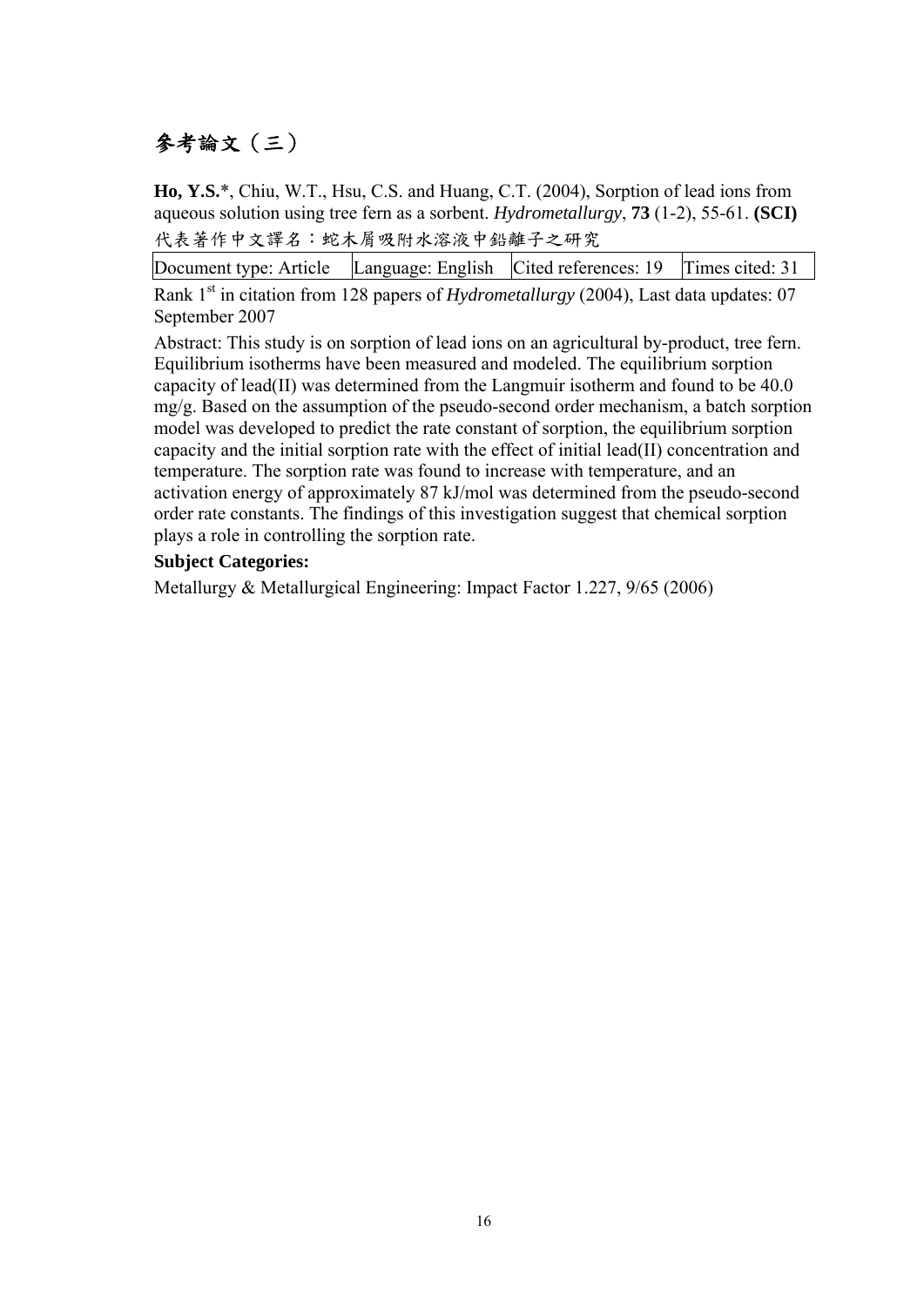# 參考論文（三）

**Ho, Y.S.***, Chiu, W.T., Hsu, C.S. and Huang, C.T. (2004), Sorption of lead ions from aqueous solution using tree fern as a sorbent. *Hydrometallurgy*, **73** (1-2), 55-61. **(SCI)**

代表著作中文譯名：蛇木屑吸附水溶液中鉛離子之研究

| Document type: Article | Language: English | Cited references: 19 | Times cited: 31 |
|---|---|---|---|

Rank 1st in citation from 128 papers of *Hydrometallurgy* (2004), Last data updates: 07 September 2007

Abstract: This study is on sorption of lead ions on an agricultural by-product, tree fern. Equilibrium isotherms have been measured and modeled. The equilibrium sorption capacity of lead(II) was determined from the Langmuir isotherm and found to be 40.0 mg/g. Based on the assumption of the pseudo-second order mechanism, a batch sorption model was developed to predict the rate constant of sorption, the equilibrium sorption capacity and the initial sorption rate with the effect of initial lead(II) concentration and temperature. The sorption rate was found to increase with temperature, and an activation energy of approximately 87 kJ/mol was determined from the pseudo-second order rate constants. The findings of this investigation suggest that chemical sorption plays a role in controlling the sorption rate.

**Subject Categories:**

Metallurgy & Metallurgical Engineering: Impact Factor 1.227, 9/65 (2006)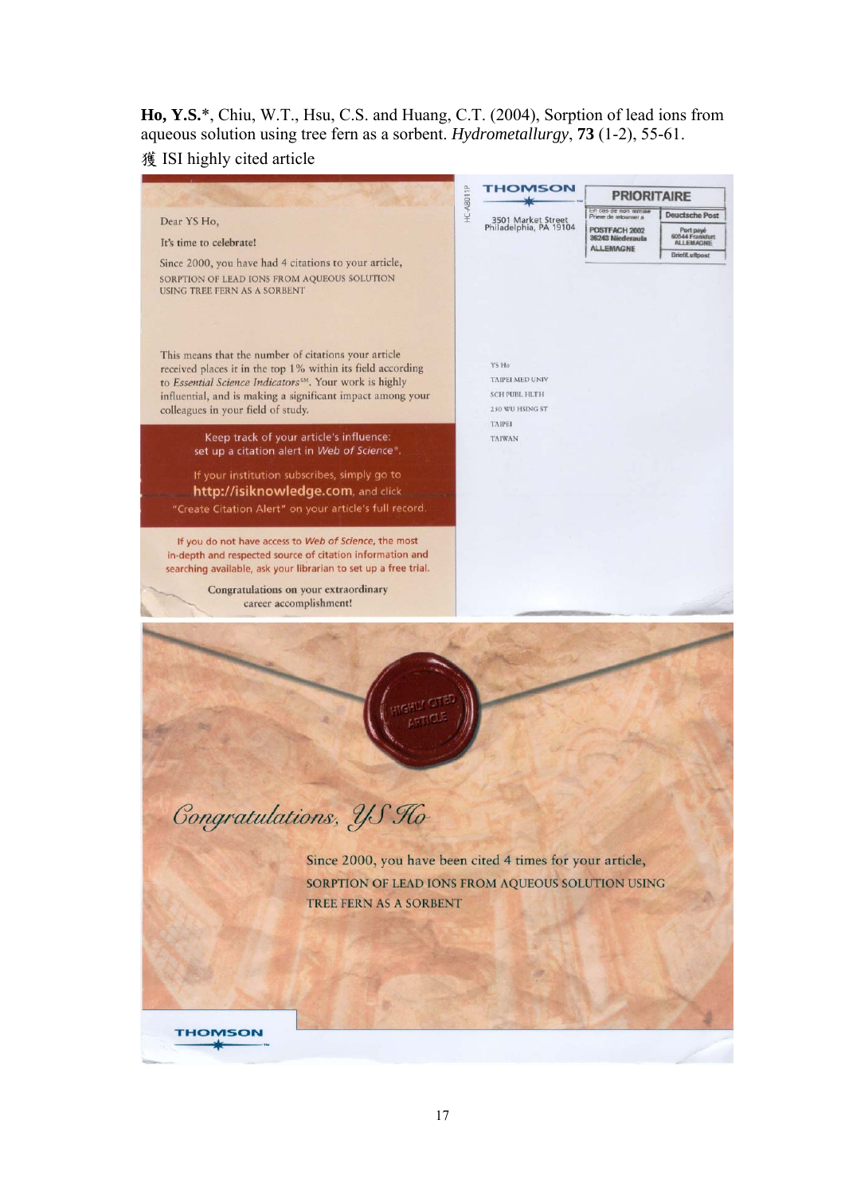**Ho, Y.S.***, Chiu, W.T., Hsu, C.S. and Huang, C.T. (2004), Sorption of lead ions from aqueous solution using tree fern as a sorbent. *Hydrometallurgy*, **73** (1-2), 55-61.

獲 ISI highly cited article

Dear YS Ho,

It's time to celebrate!

Since 2000, you have had 4 citations to your article, SORPTION OF LEAD IONS FROM AQUEOUS SOLUTION USING TREE FERN AS A SORBENT

This means that the number of citations your article received places it in the top 1% within its field according to *Essential Science Indicators*℠. Your work is highly influential, and is making a significant impact among your colleagues in your field of study.

Keep track of your article's influence: set up a citation alert in *Web of Science*®.

If your institution subscribes, simply go to **http://isiknowledge.com**, and click "Create Citation Alert" on your article's full record.

If you do not have access to *Web of Science*, the most in-depth and respected source of citation information and searching available, ask your librarian to set up a free trial.

Congratulations on your extraordinary career accomplishment!

THOMSON

3501 Market Street
Philadelphia, PA 19104

HC-A8011P

PRIORITAIRE

En cas de non remise
Prière de retourner à
POSTFACH 2002
36243 Niederaula
ALLEMAGNE

Deutsche Post
Port payé
60544 Frankfurt
ALLEMAGNE
Briefl.uftpost

YS Ho
TAIPEI MED UNIV
SCH PUBL HLTH
250 WU HSING ST
TAIPEI
TAIWAN

HIGHLY CITED ARTICLE

*Congratulations, YS Ho*

Since 2000, you have been cited 4 times for your article, SORPTION OF LEAD IONS FROM AQUEOUS SOLUTION USING TREE FERN AS A SORBENT

THOMSON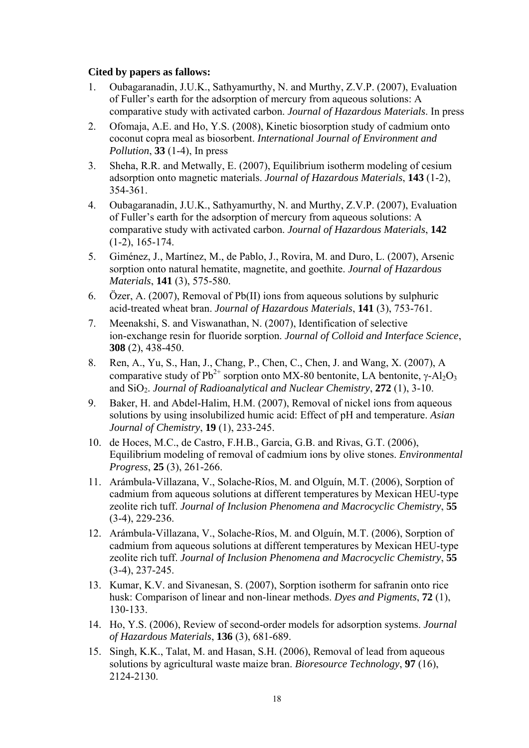**Cited by papers as fallows:**

1. Oubagaranadin, J.U.K., Sathyamurthy, N. and Murthy, Z.V.P. (2007), Evaluation of Fuller's earth for the adsorption of mercury from aqueous solutions: A comparative study with activated carbon. *Journal of Hazardous Materials*. In press
2. Ofomaja, A.E. and Ho, Y.S. (2008), Kinetic biosorption study of cadmium onto coconut copra meal as biosorbent. *International Journal of Environment and Pollution*, **33** (1-4), In press
3. Sheha, R.R. and Metwally, E. (2007), Equilibrium isotherm modeling of cesium adsorption onto magnetic materials. *Journal of Hazardous Materials*, **143** (1-2), 354-361.
4. Oubagaranadin, J.U.K., Sathyamurthy, N. and Murthy, Z.V.P. (2007), Evaluation of Fuller's earth for the adsorption of mercury from aqueous solutions: A comparative study with activated carbon. *Journal of Hazardous Materials*, **142** (1-2), 165-174.
5. Giménez, J., Martínez, M., de Pablo, J., Rovira, M. and Duro, L. (2007), Arsenic sorption onto natural hematite, magnetite, and goethite. *Journal of Hazardous Materials*, **141** (3), 575-580.
6. Özer, A. (2007), Removal of Pb(II) ions from aqueous solutions by sulphuric acid-treated wheat bran. *Journal of Hazardous Materials*, **141** (3), 753-761.
7. Meenakshi, S. and Viswanathan, N. (2007), Identification of selective ion-exchange resin for fluoride sorption. *Journal of Colloid and Interface Science*, **308** (2), 438-450.
8. Ren, A., Yu, S., Han, J., Chang, P., Chen, C., Chen, J. and Wang, X. (2007), A comparative study of $Pb^{2+}$ sorption onto MX-80 bentonite, LA bentonite, $\gamma$-$Al_2O_3$ and $SiO_2$. *Journal of Radioanalytical and Nuclear Chemistry*, **272** (1), 3-10.
9. Baker, H. and Abdel-Halim, H.M. (2007), Removal of nickel ions from aqueous solutions by using insolubilized humic acid: Effect of pH and temperature. *Asian Journal of Chemistry*, **19** (1), 233-245.
10. de Hoces, M.C., de Castro, F.H.B., Garcia, G.B. and Rivas, G.T. (2006), Equilibrium modeling of removal of cadmium ions by olive stones. *Environmental Progress*, **25** (3), 261-266.
11. Arámbula-Villazana, V., Solache-Ríos, M. and Olguín, M.T. (2006), Sorption of cadmium from aqueous solutions at different temperatures by Mexican HEU-type zeolite rich tuff. *Journal of Inclusion Phenomena and Macrocyclic Chemistry*, **55** (3-4), 229-236.
12. Arámbula-Villazana, V., Solache-Ríos, M. and Olguín, M.T. (2006), Sorption of cadmium from aqueous solutions at different temperatures by Mexican HEU-type zeolite rich tuff. *Journal of Inclusion Phenomena and Macrocyclic Chemistry*, **55** (3-4), 237-245.
13. Kumar, K.V. and Sivanesan, S. (2007), Sorption isotherm for safranin onto rice husk: Comparison of linear and non-linear methods. *Dyes and Pigments*, **72** (1), 130-133.
14. Ho, Y.S. (2006), Review of second-order models for adsorption systems. *Journal of Hazardous Materials*, **136** (3), 681-689.
15. Singh, K.K., Talat, M. and Hasan, S.H. (2006), Removal of lead from aqueous solutions by agricultural waste maize bran. *Bioresource Technology*, **97** (16), 2124-2130.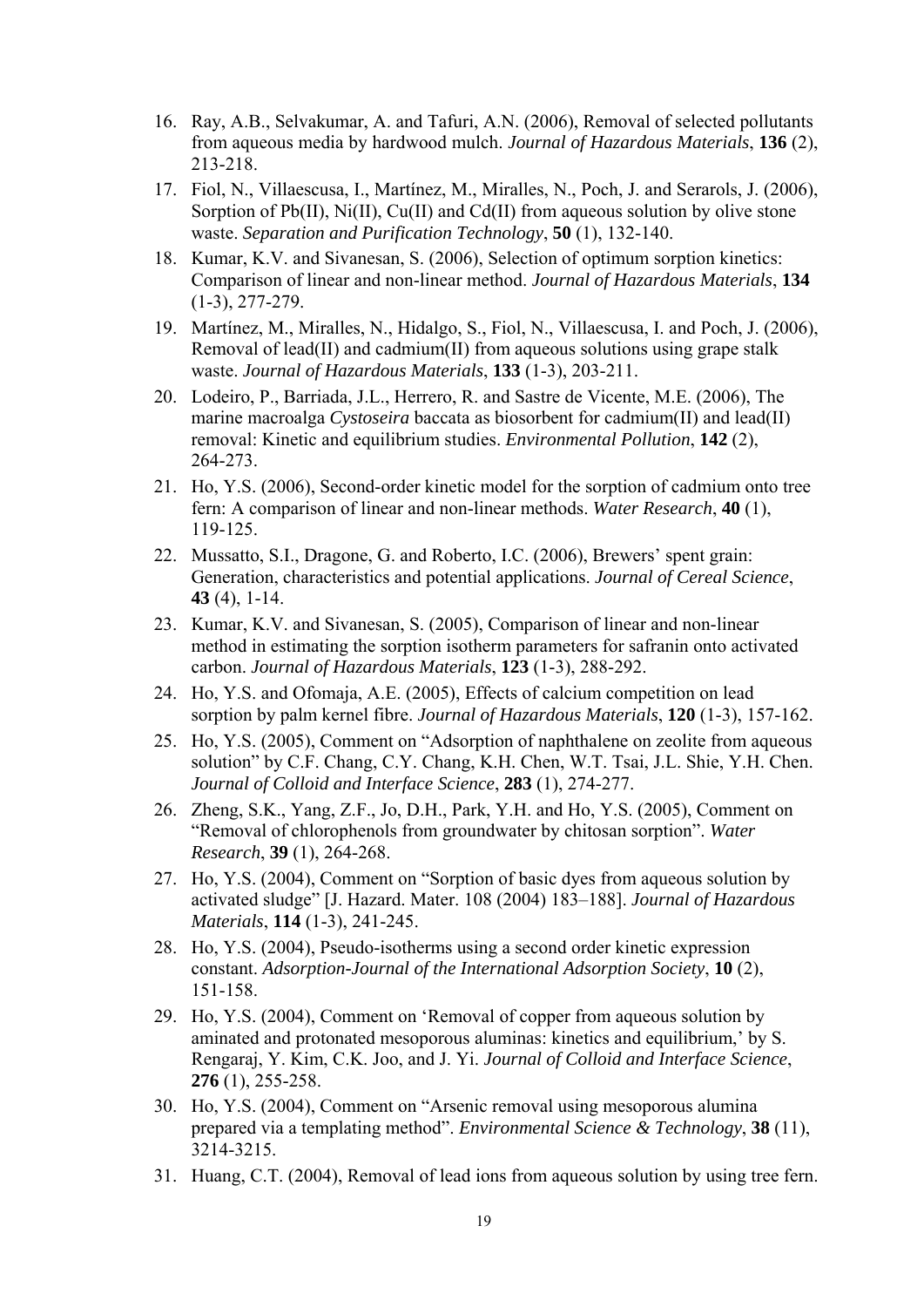16. Ray, A.B., Selvakumar, A. and Tafuri, A.N. (2006), Removal of selected pollutants from aqueous media by hardwood mulch. *Journal of Hazardous Materials*, **136** (2), 213-218.
17. Fiol, N., Villaescusa, I., Martínez, M., Miralles, N., Poch, J. and Serarols, J. (2006), Sorption of Pb(II), Ni(II), Cu(II) and Cd(II) from aqueous solution by olive stone waste. *Separation and Purification Technology*, **50** (1), 132-140.
18. Kumar, K.V. and Sivanesan, S. (2006), Selection of optimum sorption kinetics: Comparison of linear and non-linear method. *Journal of Hazardous Materials*, **134** (1-3), 277-279.
19. Martínez, M., Miralles, N., Hidalgo, S., Fiol, N., Villaescusa, I. and Poch, J. (2006), Removal of lead(II) and cadmium(II) from aqueous solutions using grape stalk waste. *Journal of Hazardous Materials*, **133** (1-3), 203-211.
20. Lodeiro, P., Barriada, J.L., Herrero, R. and Sastre de Vicente, M.E. (2006), The marine macroalga *Cystoseira* baccata as biosorbent for cadmium(II) and lead(II) removal: Kinetic and equilibrium studies. *Environmental Pollution*, **142** (2), 264-273.
21. Ho, Y.S. (2006), Second-order kinetic model for the sorption of cadmium onto tree fern: A comparison of linear and non-linear methods. *Water Research*, **40** (1), 119-125.
22. Mussatto, S.I., Dragone, G. and Roberto, I.C. (2006), Brewers' spent grain: Generation, characteristics and potential applications. *Journal of Cereal Science*, **43** (4), 1-14.
23. Kumar, K.V. and Sivanesan, S. (2005), Comparison of linear and non-linear method in estimating the sorption isotherm parameters for safranin onto activated carbon. *Journal of Hazardous Materials*, **123** (1-3), 288-292.
24. Ho, Y.S. and Ofomaja, A.E. (2005), Effects of calcium competition on lead sorption by palm kernel fibre. *Journal of Hazardous Materials*, **120** (1-3), 157-162.
25. Ho, Y.S. (2005), Comment on "Adsorption of naphthalene on zeolite from aqueous solution" by C.F. Chang, C.Y. Chang, K.H. Chen, W.T. Tsai, J.L. Shie, Y.H. Chen. *Journal of Colloid and Interface Science*, **283** (1), 274-277.
26. Zheng, S.K., Yang, Z.F., Jo, D.H., Park, Y.H. and Ho, Y.S. (2005), Comment on "Removal of chlorophenols from groundwater by chitosan sorption". *Water Research*, **39** (1), 264-268.
27. Ho, Y.S. (2004), Comment on "Sorption of basic dyes from aqueous solution by activated sludge" [J. Hazard. Mater. 108 (2004) 183–188]. *Journal of Hazardous Materials*, **114** (1-3), 241-245.
28. Ho, Y.S. (2004), Pseudo-isotherms using a second order kinetic expression constant. *Adsorption-Journal of the International Adsorption Society*, **10** (2), 151-158.
29. Ho, Y.S. (2004), Comment on 'Removal of copper from aqueous solution by aminated and protonated mesoporous aluminas: kinetics and equilibrium,' by S. Rengaraj, Y. Kim, C.K. Joo, and J. Yi. *Journal of Colloid and Interface Science*, **276** (1), 255-258.
30. Ho, Y.S. (2004), Comment on "Arsenic removal using mesoporous alumina prepared via a templating method". *Environmental Science & Technology*, **38** (11), 3214-3215.
31. Huang, C.T. (2004), Removal of lead ions from aqueous solution by using tree fern.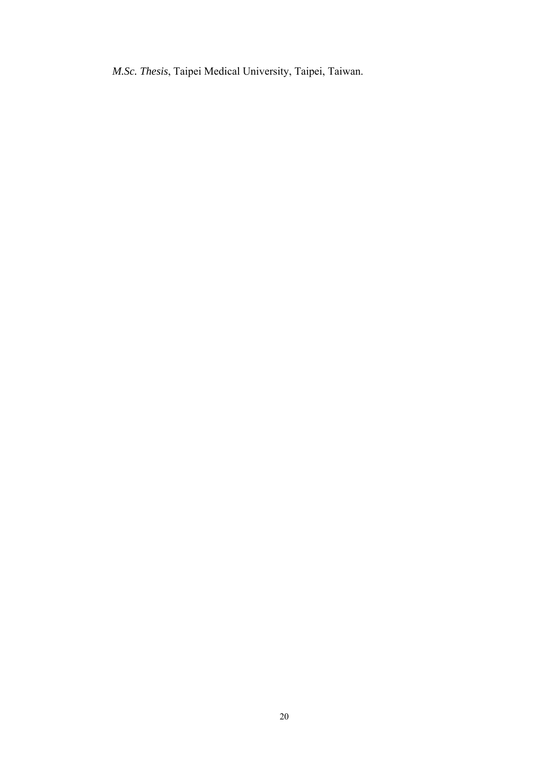*M.Sc. Thesis*, Taipei Medical University, Taipei, Taiwan.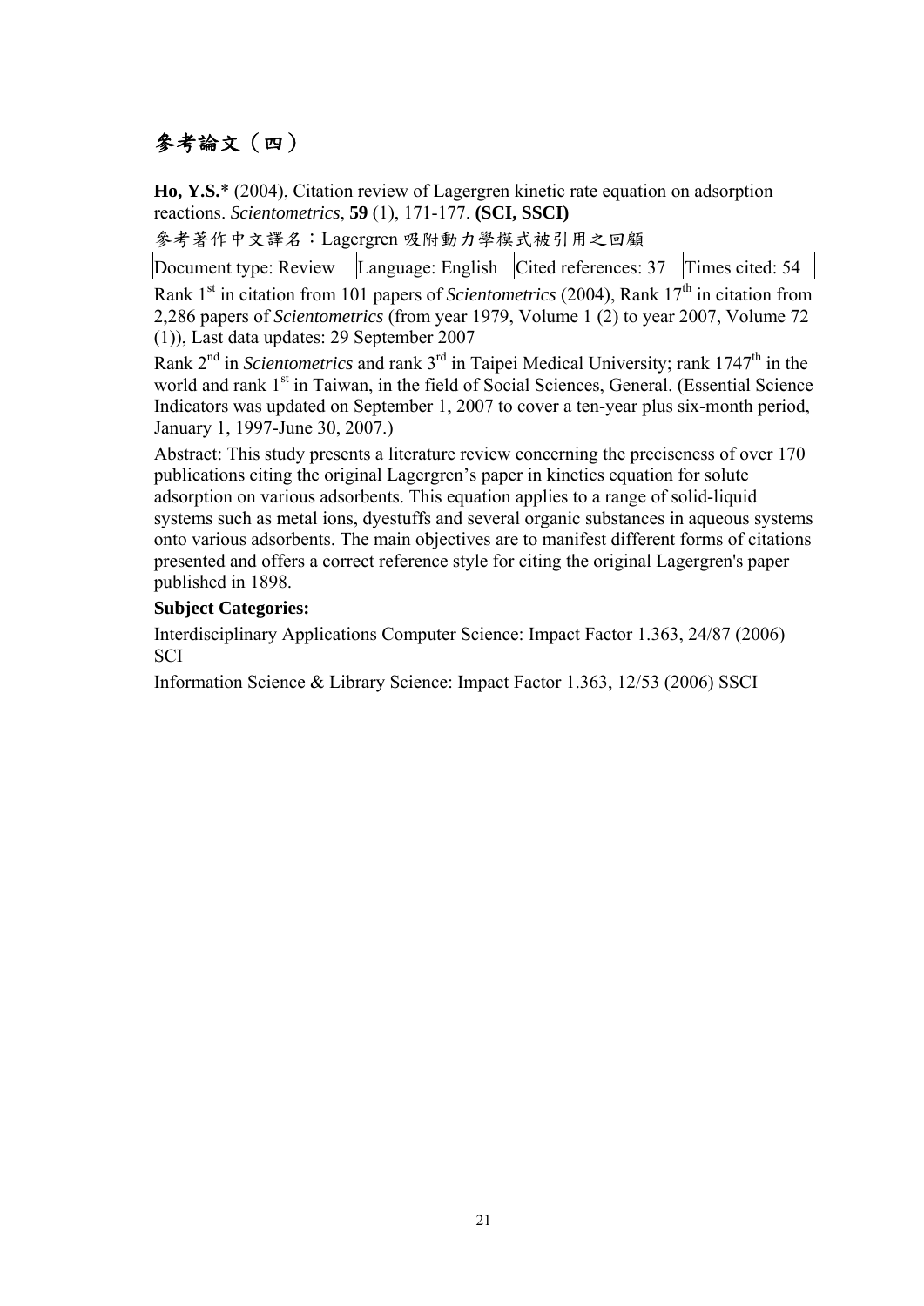## 參考論文（四）

**Ho, Y.S.*** (2004), Citation review of Lagergren kinetic rate equation on adsorption reactions. *Scientometrics*, **59** (1), 171-177. **(SCI, SSCI)**

參考著作中文譯名：Lagergren 吸附動力學模式被引用之回顧

| Document type: Review | Language: English | Cited references: 37 | Times cited: 54 |
|---|---|---|---|

Rank 1st in citation from 101 papers of *Scientometrics* (2004), Rank 17th in citation from 2,286 papers of *Scientometrics* (from year 1979, Volume 1 (2) to year 2007, Volume 72 (1)), Last data updates: 29 September 2007

Rank 2nd in *Scientometrics* and rank 3rd in Taipei Medical University; rank 1747th in the world and rank 1st in Taiwan, in the field of Social Sciences, General. (Essential Science Indicators was updated on September 1, 2007 to cover a ten-year plus six-month period, January 1, 1997-June 30, 2007.)

Abstract: This study presents a literature review concerning the preciseness of over 170 publications citing the original Lagergren's paper in kinetics equation for solute adsorption on various adsorbents. This equation applies to a range of solid-liquid systems such as metal ions, dyestuffs and several organic substances in aqueous systems onto various adsorbents. The main objectives are to manifest different forms of citations presented and offers a correct reference style for citing the original Lagergren's paper published in 1898.

**Subject Categories:**

Interdisciplinary Applications Computer Science: Impact Factor 1.363, 24/87 (2006) SCI

Information Science & Library Science: Impact Factor 1.363, 12/53 (2006) SSCI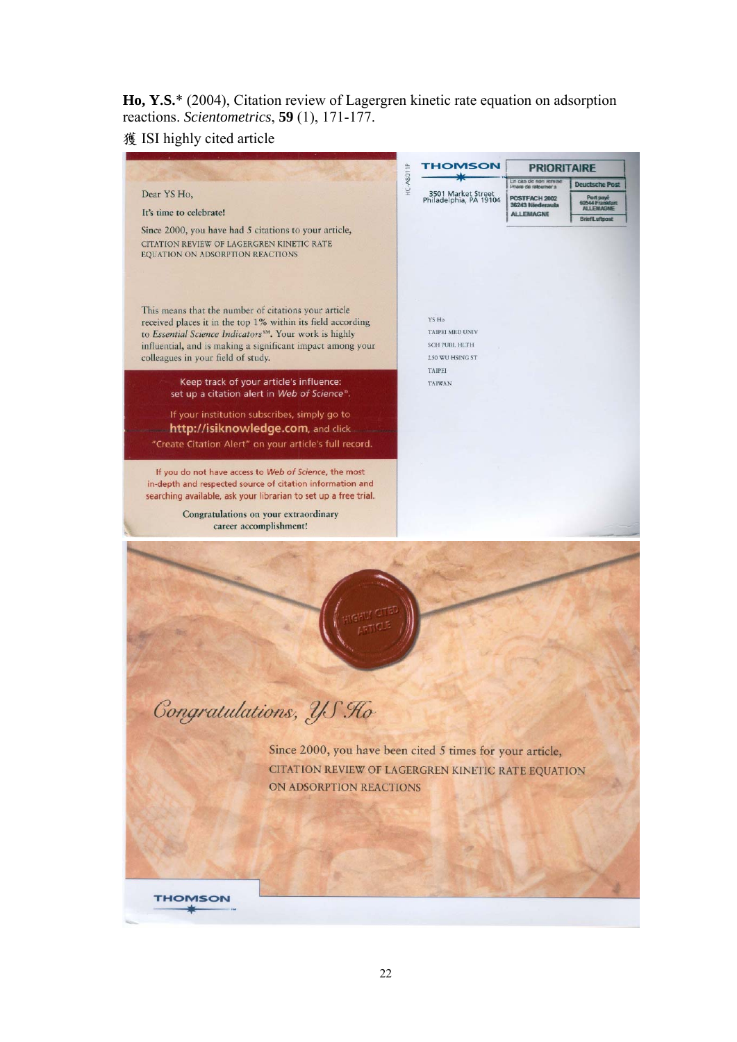**Ho, Y.S.**\* (2004), Citation review of Lagergren kinetic rate equation on adsorption reactions. *Scientometrics*, **59** (1), 171-177.

獲 ISI highly cited article

Dear YS Ho,

It's time to celebrate!

Since 2000, you have had 5 citations to your article, CITATION REVIEW OF LAGERGREN KINETIC RATE EQUATION ON ADSORPTION REACTIONS

This means that the number of citations your article received places it in the top 1% within its field according to *Essential Science Indicators*℠. Your work is highly influential, and is making a significant impact among your colleagues in your field of study.

Keep track of your article's influence: set up a citation alert in *Web of Science*®.

If your institution subscribes, simply go to **http://isiknowledge.com**, and click "Create Citation Alert" on your article's full record.

If you do not have access to *Web of Science*, the most in-depth and respected source of citation information and searching available, ask your librarian to set up a free trial.

Congratulations on your extraordinary career accomplishment!

THOMSON

3501 Market Street
Philadelphia, PA 19104

PRIORITAIRE

En cas de non remise
Prière de retourner à

POSTFACH 2002
36243 Niederaula
ALLEMAGNE

Deutsche Post

Port payé
60544 Frankfurt
ALLEMAGNE

Brief/Luftpost

YS Ho
TAIPEI MED UNIV
SCH PUBL HLTH
250 WU HSING ST
TAIPEI
TAIWAN

HIGHLY CITED ARTICLE

*Congratulations, YS Ho*

Since 2000, you have been cited 5 times for your article, CITATION REVIEW OF LAGERGREN KINETIC RATE EQUATION ON ADSORPTION REACTIONS

THOMSON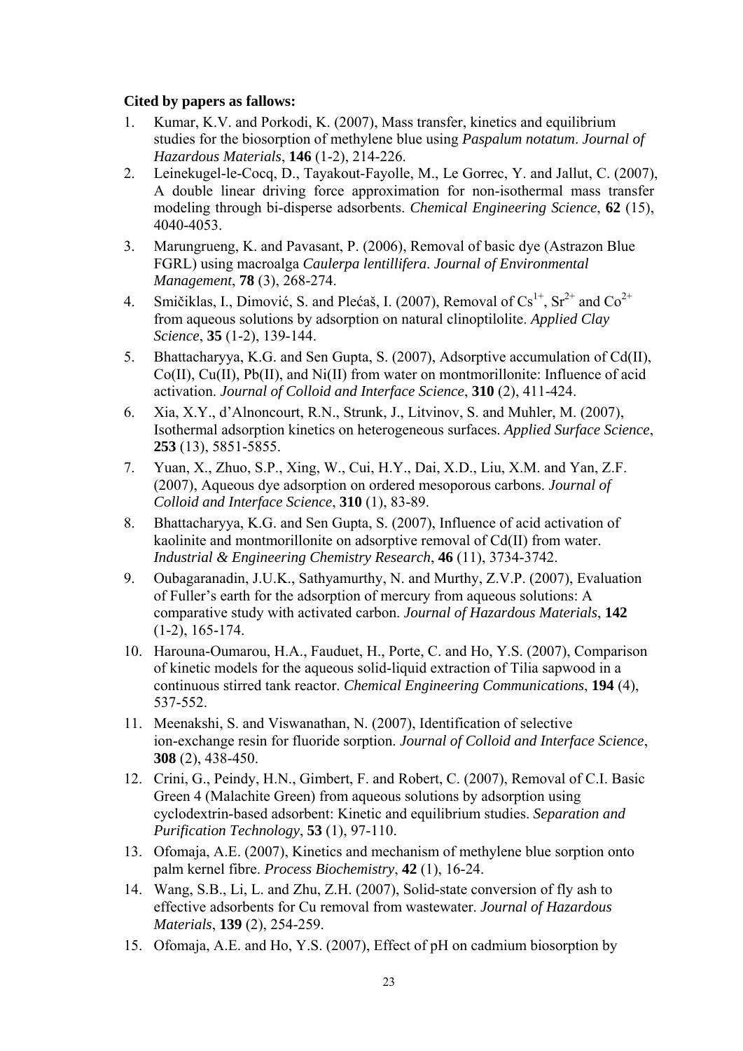**Cited by papers as fallows:**

1. Kumar, K.V. and Porkodi, K. (2007), Mass transfer, kinetics and equilibrium studies for the biosorption of methylene blue using *Paspalum notatum*. *Journal of Hazardous Materials*, **146** (1-2), 214-226.
2. Leinekugel-le-Cocq, D., Tayakout-Fayolle, M., Le Gorrec, Y. and Jallut, C. (2007), A double linear driving force approximation for non-isothermal mass transfer modeling through bi-disperse adsorbents. *Chemical Engineering Science*, **62** (15), 4040-4053.
3. Marungrueng, K. and Pavasant, P. (2006), Removal of basic dye (Astrazon Blue FGRL) using macroalga *Caulerpa lentillifera*. *Journal of Environmental Management*, **78** (3), 268-274.
4. Smičiklas, I., Dimović, S. and Plećaš, I. (2007), Removal of $Cs^{1+}$, $Sr^{2+}$ and $Co^{2+}$ from aqueous solutions by adsorption on natural clinoptilolite. *Applied Clay Science*, **35** (1-2), 139-144.
5. Bhattacharyya, K.G. and Sen Gupta, S. (2007), Adsorptive accumulation of Cd(II), Co(II), Cu(II), Pb(II), and Ni(II) from water on montmorillonite: Influence of acid activation. *Journal of Colloid and Interface Science*, **310** (2), 411-424.
6. Xia, X.Y., d'Alnoncourt, R.N., Strunk, J., Litvinov, S. and Muhler, M. (2007), Isothermal adsorption kinetics on heterogeneous surfaces. *Applied Surface Science*, **253** (13), 5851-5855.
7. Yuan, X., Zhuo, S.P., Xing, W., Cui, H.Y., Dai, X.D., Liu, X.M. and Yan, Z.F. (2007), Aqueous dye adsorption on ordered mesoporous carbons. *Journal of Colloid and Interface Science*, **310** (1), 83-89.
8. Bhattacharyya, K.G. and Sen Gupta, S. (2007), Influence of acid activation of kaolinite and montmorillonite on adsorptive removal of Cd(II) from water. *Industrial & Engineering Chemistry Research*, **46** (11), 3734-3742.
9. Oubagaranadin, J.U.K., Sathyamurthy, N. and Murthy, Z.V.P. (2007), Evaluation of Fuller's earth for the adsorption of mercury from aqueous solutions: A comparative study with activated carbon. *Journal of Hazardous Materials*, **142** (1-2), 165-174.
10. Harouna-Oumarou, H.A., Fauduet, H., Porte, C. and Ho, Y.S. (2007), Comparison of kinetic models for the aqueous solid-liquid extraction of Tilia sapwood in a continuous stirred tank reactor. *Chemical Engineering Communications*, **194** (4), 537-552.
11. Meenakshi, S. and Viswanathan, N. (2007), Identification of selective ion-exchange resin for fluoride sorption. *Journal of Colloid and Interface Science*, **308** (2), 438-450.
12. Crini, G., Peindy, H.N., Gimbert, F. and Robert, C. (2007), Removal of C.I. Basic Green 4 (Malachite Green) from aqueous solutions by adsorption using cyclodextrin-based adsorbent: Kinetic and equilibrium studies. *Separation and Purification Technology*, **53** (1), 97-110.
13. Ofomaja, A.E. (2007), Kinetics and mechanism of methylene blue sorption onto palm kernel fibre. *Process Biochemistry*, **42** (1), 16-24.
14. Wang, S.B., Li, L. and Zhu, Z.H. (2007), Solid-state conversion of fly ash to effective adsorbents for Cu removal from wastewater. *Journal of Hazardous Materials*, **139** (2), 254-259.
15. Ofomaja, A.E. and Ho, Y.S. (2007), Effect of pH on cadmium biosorption by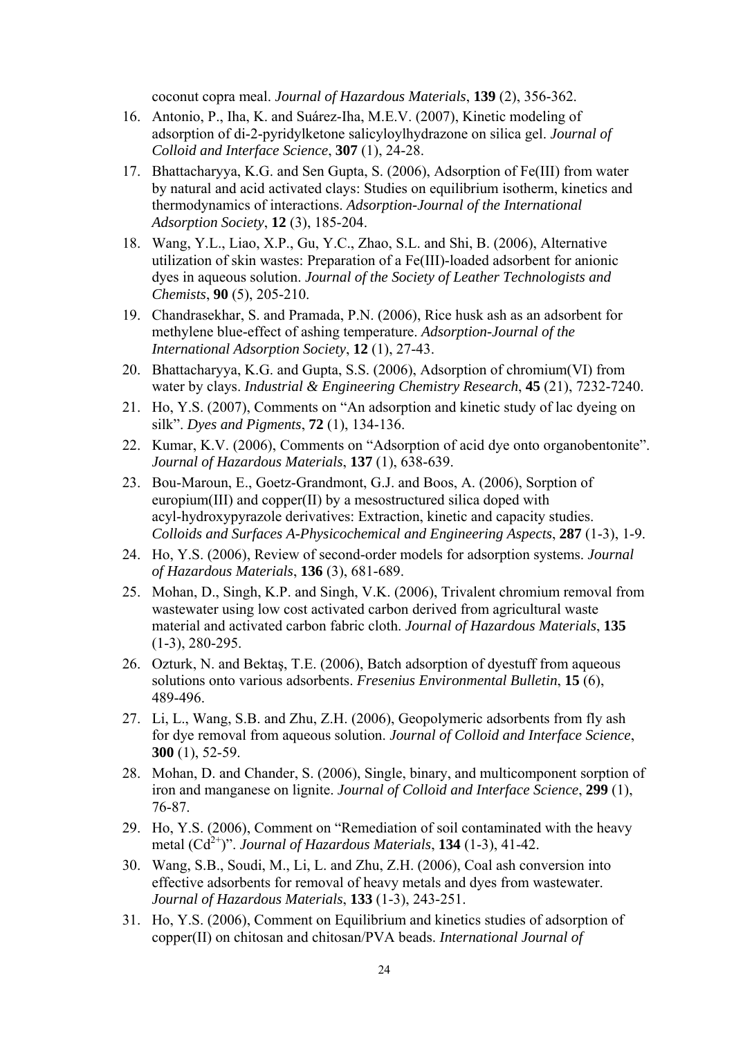coconut copra meal. *Journal of Hazardous Materials*, **139** (2), 356-362.

16. Antonio, P., Iha, K. and Suárez-Iha, M.E.V. (2007), Kinetic modeling of adsorption of di-2-pyridylketone salicyloylhydrazone on silica gel. *Journal of Colloid and Interface Science*, **307** (1), 24-28.
17. Bhattacharyya, K.G. and Sen Gupta, S. (2006), Adsorption of Fe(III) from water by natural and acid activated clays: Studies on equilibrium isotherm, kinetics and thermodynamics of interactions. *Adsorption-Journal of the International Adsorption Society*, **12** (3), 185-204.
18. Wang, Y.L., Liao, X.P., Gu, Y.C., Zhao, S.L. and Shi, B. (2006), Alternative utilization of skin wastes: Preparation of a Fe(III)-loaded adsorbent for anionic dyes in aqueous solution. *Journal of the Society of Leather Technologists and Chemists*, **90** (5), 205-210.
19. Chandrasekhar, S. and Pramada, P.N. (2006), Rice husk ash as an adsorbent for methylene blue-effect of ashing temperature. *Adsorption-Journal of the International Adsorption Society*, **12** (1), 27-43.
20. Bhattacharyya, K.G. and Gupta, S.S. (2006), Adsorption of chromium(VI) from water by clays. *Industrial & Engineering Chemistry Research*, **45** (21), 7232-7240.
21. Ho, Y.S. (2007), Comments on "An adsorption and kinetic study of lac dyeing on silk". *Dyes and Pigments*, **72** (1), 134-136.
22. Kumar, K.V. (2006), Comments on "Adsorption of acid dye onto organobentonite". *Journal of Hazardous Materials*, **137** (1), 638-639.
23. Bou-Maroun, E., Goetz-Grandmont, G.J. and Boos, A. (2006), Sorption of europium(III) and copper(II) by a mesostructured silica doped with acyl-hydroxypyrazole derivatives: Extraction, kinetic and capacity studies. *Colloids and Surfaces A-Physicochemical and Engineering Aspects*, **287** (1-3), 1-9.
24. Ho, Y.S. (2006), Review of second-order models for adsorption systems. *Journal of Hazardous Materials*, **136** (3), 681-689.
25. Mohan, D., Singh, K.P. and Singh, V.K. (2006), Trivalent chromium removal from wastewater using low cost activated carbon derived from agricultural waste material and activated carbon fabric cloth. *Journal of Hazardous Materials*, **135** (1-3), 280-295.
26. Ozturk, N. and Bektaş, T.E. (2006), Batch adsorption of dyestuff from aqueous solutions onto various adsorbents. *Fresenius Environmental Bulletin*, **15** (6), 489-496.
27. Li, L., Wang, S.B. and Zhu, Z.H. (2006), Geopolymeric adsorbents from fly ash for dye removal from aqueous solution. *Journal of Colloid and Interface Science*, **300** (1), 52-59.
28. Mohan, D. and Chander, S. (2006), Single, binary, and multicomponent sorption of iron and manganese on lignite. *Journal of Colloid and Interface Science*, **299** (1), 76-87.
29. Ho, Y.S. (2006), Comment on "Remediation of soil contaminated with the heavy metal ($Cd^{2+}$)". *Journal of Hazardous Materials*, **134** (1-3), 41-42.
30. Wang, S.B., Soudi, M., Li, L. and Zhu, Z.H. (2006), Coal ash conversion into effective adsorbents for removal of heavy metals and dyes from wastewater. *Journal of Hazardous Materials*, **133** (1-3), 243-251.
31. Ho, Y.S. (2006), Comment on Equilibrium and kinetics studies of adsorption of copper(II) on chitosan and chitosan/PVA beads. *International Journal of*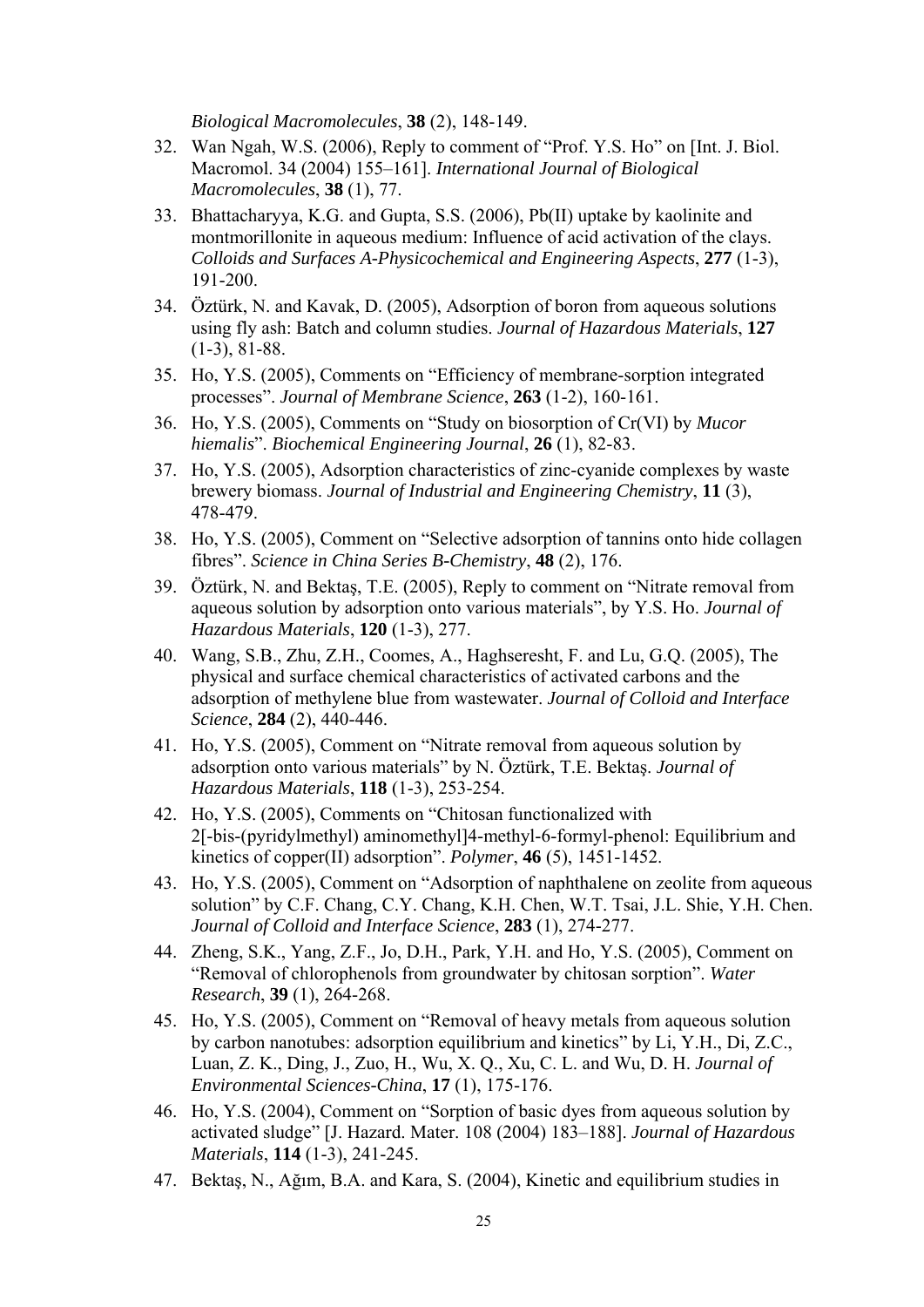*Biological Macromolecules*, **38** (2), 148-149.

32. Wan Ngah, W.S. (2006), Reply to comment of “Prof. Y.S. Ho” on [Int. J. Biol. Macromol. 34 (2004) 155–161]. *International Journal of Biological Macromolecules*, **38** (1), 77.
33. Bhattacharyya, K.G. and Gupta, S.S. (2006), Pb(II) uptake by kaolinite and montmorillonite in aqueous medium: Influence of acid activation of the clays. *Colloids and Surfaces A-Physicochemical and Engineering Aspects*, **277** (1-3), 191-200.
34. Öztürk, N. and Kavak, D. (2005), Adsorption of boron from aqueous solutions using fly ash: Batch and column studies. *Journal of Hazardous Materials*, **127** (1-3), 81-88.
35. Ho, Y.S. (2005), Comments on “Efficiency of membrane-sorption integrated processes”. *Journal of Membrane Science*, **263** (1-2), 160-161.
36. Ho, Y.S. (2005), Comments on “Study on biosorption of Cr(VI) by *Mucor hiemalis*”. *Biochemical Engineering Journal*, **26** (1), 82-83.
37. Ho, Y.S. (2005), Adsorption characteristics of zinc-cyanide complexes by waste brewery biomass. *Journal of Industrial and Engineering Chemistry*, **11** (3), 478-479.
38. Ho, Y.S. (2005), Comment on “Selective adsorption of tannins onto hide collagen fibres”. *Science in China Series B-Chemistry*, **48** (2), 176.
39. Öztürk, N. and Bektaş, T.E. (2005), Reply to comment on “Nitrate removal from aqueous solution by adsorption onto various materials”, by Y.S. Ho. *Journal of Hazardous Materials*, **120** (1-3), 277.
40. Wang, S.B., Zhu, Z.H., Coomes, A., Haghseresht, F. and Lu, G.Q. (2005), The physical and surface chemical characteristics of activated carbons and the adsorption of methylene blue from wastewater. *Journal of Colloid and Interface Science*, **284** (2), 440-446.
41. Ho, Y.S. (2005), Comment on “Nitrate removal from aqueous solution by adsorption onto various materials” by N. Öztürk, T.E. Bektaş. *Journal of Hazardous Materials*, **118** (1-3), 253-254.
42. Ho, Y.S. (2005), Comments on “Chitosan functionalized with 2[-bis-(pyridylmethyl) aminomethyl]4-methyl-6-formyl-phenol: Equilibrium and kinetics of copper(II) adsorption”. *Polymer*, **46** (5), 1451-1452.
43. Ho, Y.S. (2005), Comment on “Adsorption of naphthalene on zeolite from aqueous solution” by C.F. Chang, C.Y. Chang, K.H. Chen, W.T. Tsai, J.L. Shie, Y.H. Chen. *Journal of Colloid and Interface Science*, **283** (1), 274-277.
44. Zheng, S.K., Yang, Z.F., Jo, D.H., Park, Y.H. and Ho, Y.S. (2005), Comment on “Removal of chlorophenols from groundwater by chitosan sorption”. *Water Research*, **39** (1), 264-268.
45. Ho, Y.S. (2005), Comment on “Removal of heavy metals from aqueous solution by carbon nanotubes: adsorption equilibrium and kinetics” by Li, Y.H., Di, Z.C., Luan, Z. K., Ding, J., Zuo, H., Wu, X. Q., Xu, C. L. and Wu, D. H. *Journal of Environmental Sciences-China*, **17** (1), 175-176.
46. Ho, Y.S. (2004), Comment on “Sorption of basic dyes from aqueous solution by activated sludge” [J. Hazard. Mater. 108 (2004) 183–188]. *Journal of Hazardous Materials*, **114** (1-3), 241-245.
47. Bektaş, N., Ağım, B.A. and Kara, S. (2004), Kinetic and equilibrium studies in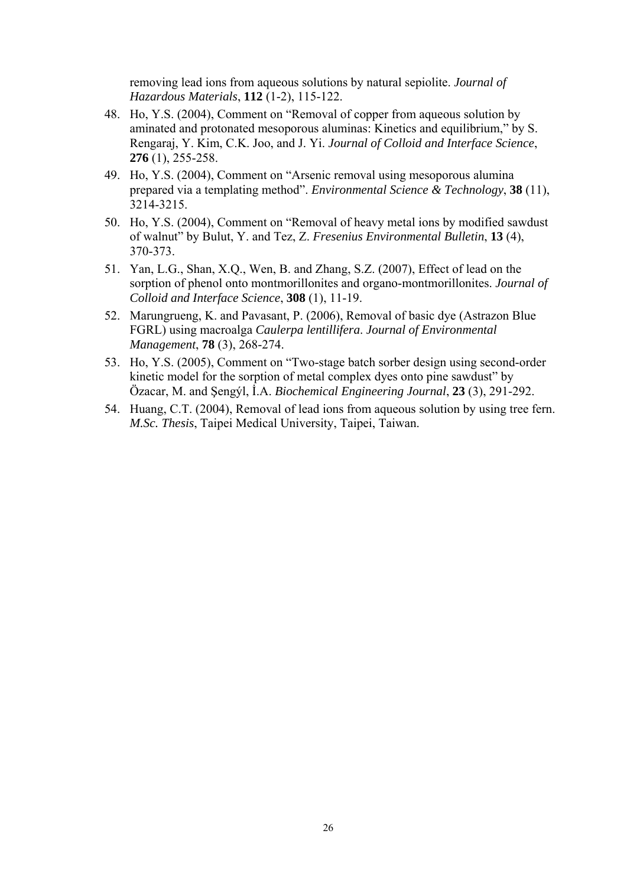removing lead ions from aqueous solutions by natural sepiolite. *Journal of Hazardous Materials*, **112** (1-2), 115-122.

48. Ho, Y.S. (2004), Comment on "Removal of copper from aqueous solution by aminated and protonated mesoporous aluminas: Kinetics and equilibrium," by S. Rengaraj, Y. Kim, C.K. Joo, and J. Yi. *Journal of Colloid and Interface Science*, **276** (1), 255-258.
49. Ho, Y.S. (2004), Comment on "Arsenic removal using mesoporous alumina prepared via a templating method". *Environmental Science & Technology*, **38** (11), 3214-3215.
50. Ho, Y.S. (2004), Comment on "Removal of heavy metal ions by modified sawdust of walnut" by Bulut, Y. and Tez, Z. *Fresenius Environmental Bulletin*, **13** (4), 370-373.
51. Yan, L.G., Shan, X.Q., Wen, B. and Zhang, S.Z. (2007), Effect of lead on the sorption of phenol onto montmorillonites and organo-montmorillonites. *Journal of Colloid and Interface Science*, **308** (1), 11-19.
52. Marungrueng, K. and Pavasant, P. (2006), Removal of basic dye (Astrazon Blue FGRL) using macroalga *Caulerpa lentillifera*. *Journal of Environmental Management*, **78** (3), 268-274.
53. Ho, Y.S. (2005), Comment on "Two-stage batch sorber design using second-order kinetic model for the sorption of metal complex dyes onto pine sawdust" by Özacar, M. and Şengýl, İ.A. *Biochemical Engineering Journal*, **23** (3), 291-292.
54. Huang, C.T. (2004), Removal of lead ions from aqueous solution by using tree fern. *M.Sc. Thesis*, Taipei Medical University, Taipei, Taiwan.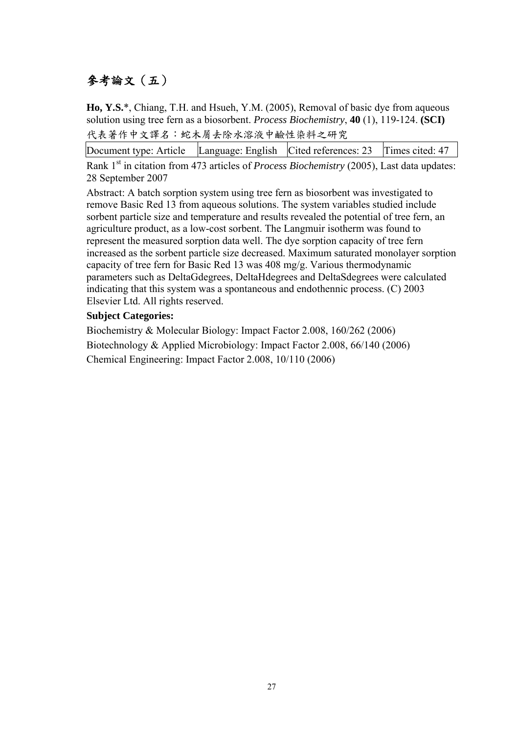# 參考論文（五）

**Ho, Y.S.***, Chiang, T.H. and Hsueh, Y.M. (2005), Removal of basic dye from aqueous solution using tree fern as a biosorbent. *Process Biochemistry*, **40** (1), 119-124. **(SCI)**

代表著作中文譯名：蛇木屑去除水溶液中鹼性染料之研究

| Document type: Article | Language: English | Cited references: 23 | Times cited: 47 |
| --- | --- | --- | --- |

Rank 1st in citation from 473 articles of *Process Biochemistry* (2005), Last data updates: 28 September 2007

Abstract: A batch sorption system using tree fern as biosorbent was investigated to remove Basic Red 13 from aqueous solutions. The system variables studied include sorbent particle size and temperature and results revealed the potential of tree fern, an agriculture product, as a low-cost sorbent. The Langmuir isotherm was found to represent the measured sorption data well. The dye sorption capacity of tree fern increased as the sorbent particle size decreased. Maximum saturated monolayer sorption capacity of tree fern for Basic Red 13 was 408 mg/g. Various thermodynamic parameters such as DeltaGdegrees, DeltaHdegrees and DeltaSdegrees were calculated indicating that this system was a spontaneous and endothennic process. (C) 2003 Elsevier Ltd. All rights reserved.

**Subject Categories:**

Biochemistry & Molecular Biology: Impact Factor 2.008, 160/262 (2006)

Biotechnology & Applied Microbiology: Impact Factor 2.008, 66/140 (2006)

Chemical Engineering: Impact Factor 2.008, 10/110 (2006)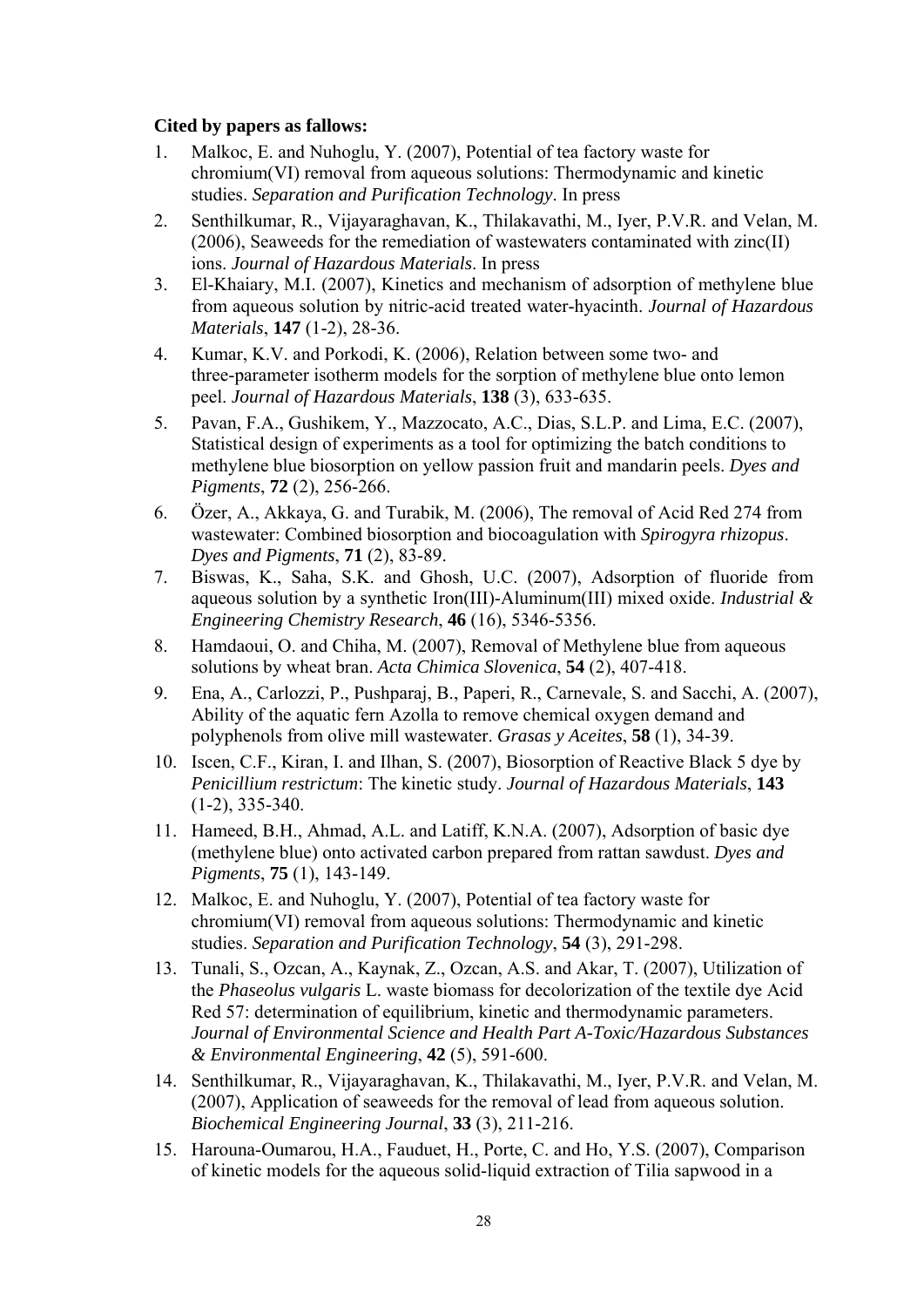**Cited by papers as fallows:**

1. Malkoc, E. and Nuhoglu, Y. (2007), Potential of tea factory waste for chromium(VI) removal from aqueous solutions: Thermodynamic and kinetic studies. *Separation and Purification Technology*. In press
2. Senthilkumar, R., Vijayaraghavan, K., Thilakavathi, M., Iyer, P.V.R. and Velan, M. (2006), Seaweeds for the remediation of wastewaters contaminated with zinc(II) ions. *Journal of Hazardous Materials*. In press
3. El-Khaiary, M.I. (2007), Kinetics and mechanism of adsorption of methylene blue from aqueous solution by nitric-acid treated water-hyacinth. *Journal of Hazardous Materials*, **147** (1-2), 28-36.
4. Kumar, K.V. and Porkodi, K. (2006), Relation between some two- and three-parameter isotherm models for the sorption of methylene blue onto lemon peel. *Journal of Hazardous Materials*, **138** (3), 633-635.
5. Pavan, F.A., Gushikem, Y., Mazzocato, A.C., Dias, S.L.P. and Lima, E.C. (2007), Statistical design of experiments as a tool for optimizing the batch conditions to methylene blue biosorption on yellow passion fruit and mandarin peels. *Dyes and Pigments*, **72** (2), 256-266.
6. Özer, A., Akkaya, G. and Turabik, M. (2006), The removal of Acid Red 274 from wastewater: Combined biosorption and biocoagulation with *Spirogyra rhizopus*. *Dyes and Pigments*, **71** (2), 83-89.
7. Biswas, K., Saha, S.K. and Ghosh, U.C. (2007), Adsorption of fluoride from aqueous solution by a synthetic Iron(III)-Aluminum(III) mixed oxide. *Industrial & Engineering Chemistry Research*, **46** (16), 5346-5356.
8. Hamdaoui, O. and Chiha, M. (2007), Removal of Methylene blue from aqueous solutions by wheat bran. *Acta Chimica Slovenica*, **54** (2), 407-418.
9. Ena, A., Carlozzi, P., Pushparaj, B., Paperi, R., Carnevale, S. and Sacchi, A. (2007), Ability of the aquatic fern Azolla to remove chemical oxygen demand and polyphenols from olive mill wastewater. *Grasas y Aceites*, **58** (1), 34-39.
10. Iscen, C.F., Kiran, I. and Ilhan, S. (2007), Biosorption of Reactive Black 5 dye by *Penicillium restrictum*: The kinetic study. *Journal of Hazardous Materials*, **143** (1-2), 335-340.
11. Hameed, B.H., Ahmad, A.L. and Latiff, K.N.A. (2007), Adsorption of basic dye (methylene blue) onto activated carbon prepared from rattan sawdust. *Dyes and Pigments*, **75** (1), 143-149.
12. Malkoc, E. and Nuhoglu, Y. (2007), Potential of tea factory waste for chromium(VI) removal from aqueous solutions: Thermodynamic and kinetic studies. *Separation and Purification Technology*, **54** (3), 291-298.
13. Tunali, S., Ozcan, A., Kaynak, Z., Ozcan, A.S. and Akar, T. (2007), Utilization of the *Phaseolus vulgaris* L. waste biomass for decolorization of the textile dye Acid Red 57: determination of equilibrium, kinetic and thermodynamic parameters. *Journal of Environmental Science and Health Part A-Toxic/Hazardous Substances & Environmental Engineering*, **42** (5), 591-600.
14. Senthilkumar, R., Vijayaraghavan, K., Thilakavathi, M., Iyer, P.V.R. and Velan, M. (2007), Application of seaweeds for the removal of lead from aqueous solution. *Biochemical Engineering Journal*, **33** (3), 211-216.
15. Harouna-Oumarou, H.A., Fauduet, H., Porte, C. and Ho, Y.S. (2007), Comparison of kinetic models for the aqueous solid-liquid extraction of Tilia sapwood in a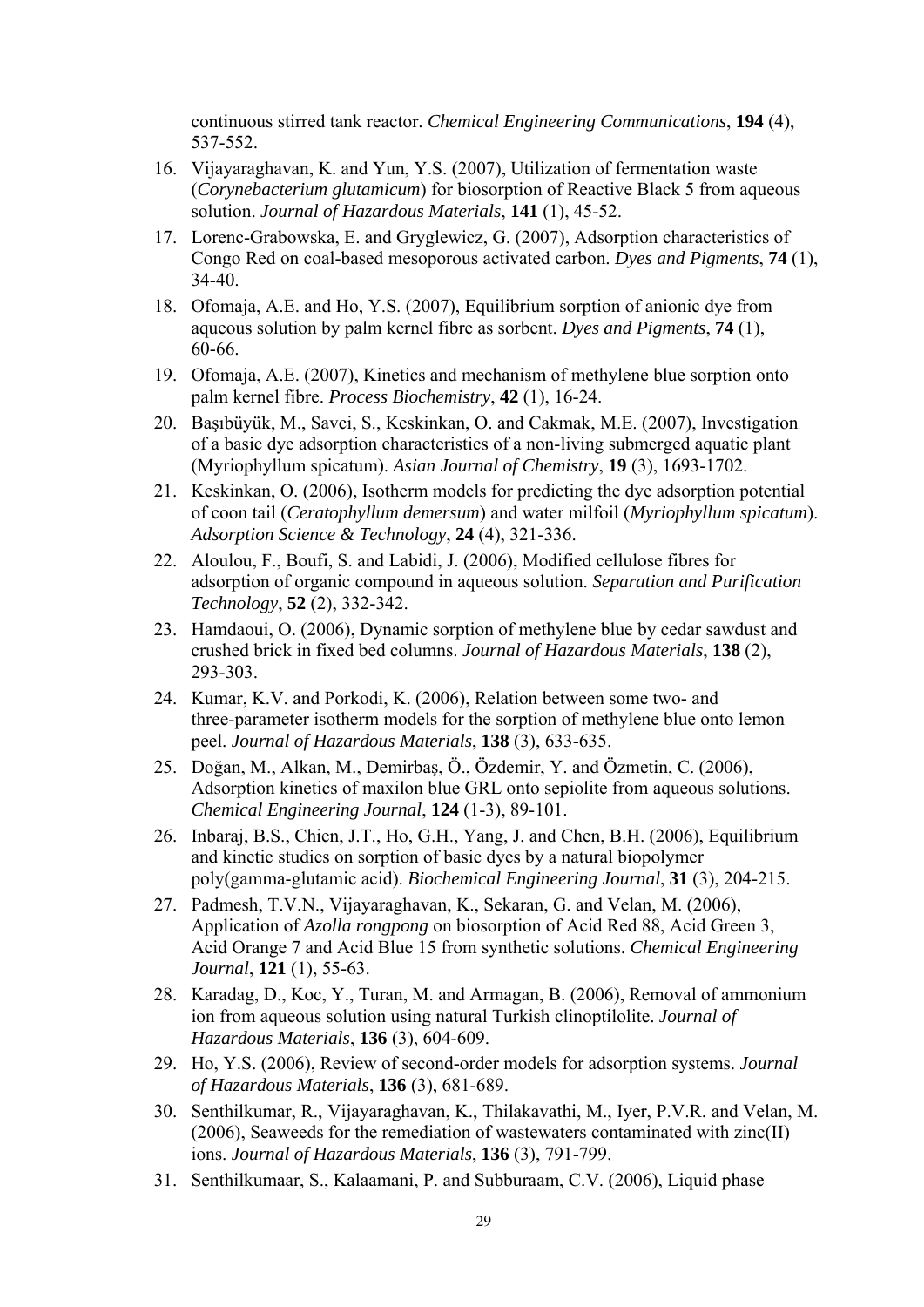continuous stirred tank reactor. *Chemical Engineering Communications*, **194** (4), 537-552.

16. Vijayaraghavan, K. and Yun, Y.S. (2007), Utilization of fermentation waste (*Corynebacterium glutamicum*) for biosorption of Reactive Black 5 from aqueous solution. *Journal of Hazardous Materials*, **141** (1), 45-52.
17. Lorenc-Grabowska, E. and Gryglewicz, G. (2007), Adsorption characteristics of Congo Red on coal-based mesoporous activated carbon. *Dyes and Pigments*, **74** (1), 34-40.
18. Ofomaja, A.E. and Ho, Y.S. (2007), Equilibrium sorption of anionic dye from aqueous solution by palm kernel fibre as sorbent. *Dyes and Pigments*, **74** (1), 60-66.
19. Ofomaja, A.E. (2007), Kinetics and mechanism of methylene blue sorption onto palm kernel fibre. *Process Biochemistry*, **42** (1), 16-24.
20. Başıbüyük, M., Savci, S., Keskinkan, O. and Cakmak, M.E. (2007), Investigation of a basic dye adsorption characteristics of a non-living submerged aquatic plant (Myriophyllum spicatum). *Asian Journal of Chemistry*, **19** (3), 1693-1702.
21. Keskinkan, O. (2006), Isotherm models for predicting the dye adsorption potential of coon tail (*Ceratophyllum demersum*) and water milfoil (*Myriophyllum spicatum*). *Adsorption Science & Technology*, **24** (4), 321-336.
22. Aloulou, F., Boufi, S. and Labidi, J. (2006), Modified cellulose fibres for adsorption of organic compound in aqueous solution. *Separation and Purification Technology*, **52** (2), 332-342.
23. Hamdaoui, O. (2006), Dynamic sorption of methylene blue by cedar sawdust and crushed brick in fixed bed columns. *Journal of Hazardous Materials*, **138** (2), 293-303.
24. Kumar, K.V. and Porkodi, K. (2006), Relation between some two- and three-parameter isotherm models for the sorption of methylene blue onto lemon peel. *Journal of Hazardous Materials*, **138** (3), 633-635.
25. Doğan, M., Alkan, M., Demirbaş, Ö., Özdemir, Y. and Özmetin, C. (2006), Adsorption kinetics of maxilon blue GRL onto sepiolite from aqueous solutions. *Chemical Engineering Journal*, **124** (1-3), 89-101.
26. Inbaraj, B.S., Chien, J.T., Ho, G.H., Yang, J. and Chen, B.H. (2006), Equilibrium and kinetic studies on sorption of basic dyes by a natural biopolymer poly(gamma-glutamic acid). *Biochemical Engineering Journal*, **31** (3), 204-215.
27. Padmesh, T.V.N., Vijayaraghavan, K., Sekaran, G. and Velan, M. (2006), Application of *Azolla rongpong* on biosorption of Acid Red 88, Acid Green 3, Acid Orange 7 and Acid Blue 15 from synthetic solutions. *Chemical Engineering Journal*, **121** (1), 55-63.
28. Karadag, D., Koc, Y., Turan, M. and Armagan, B. (2006), Removal of ammonium ion from aqueous solution using natural Turkish clinoptilolite. *Journal of Hazardous Materials*, **136** (3), 604-609.
29. Ho, Y.S. (2006), Review of second-order models for adsorption systems. *Journal of Hazardous Materials*, **136** (3), 681-689.
30. Senthilkumar, R., Vijayaraghavan, K., Thilakavathi, M., Iyer, P.V.R. and Velan, M. (2006), Seaweeds for the remediation of wastewaters contaminated with zinc(II) ions. *Journal of Hazardous Materials*, **136** (3), 791-799.
31. Senthilkumaar, S., Kalaamani, P. and Subburaam, C.V. (2006), Liquid phase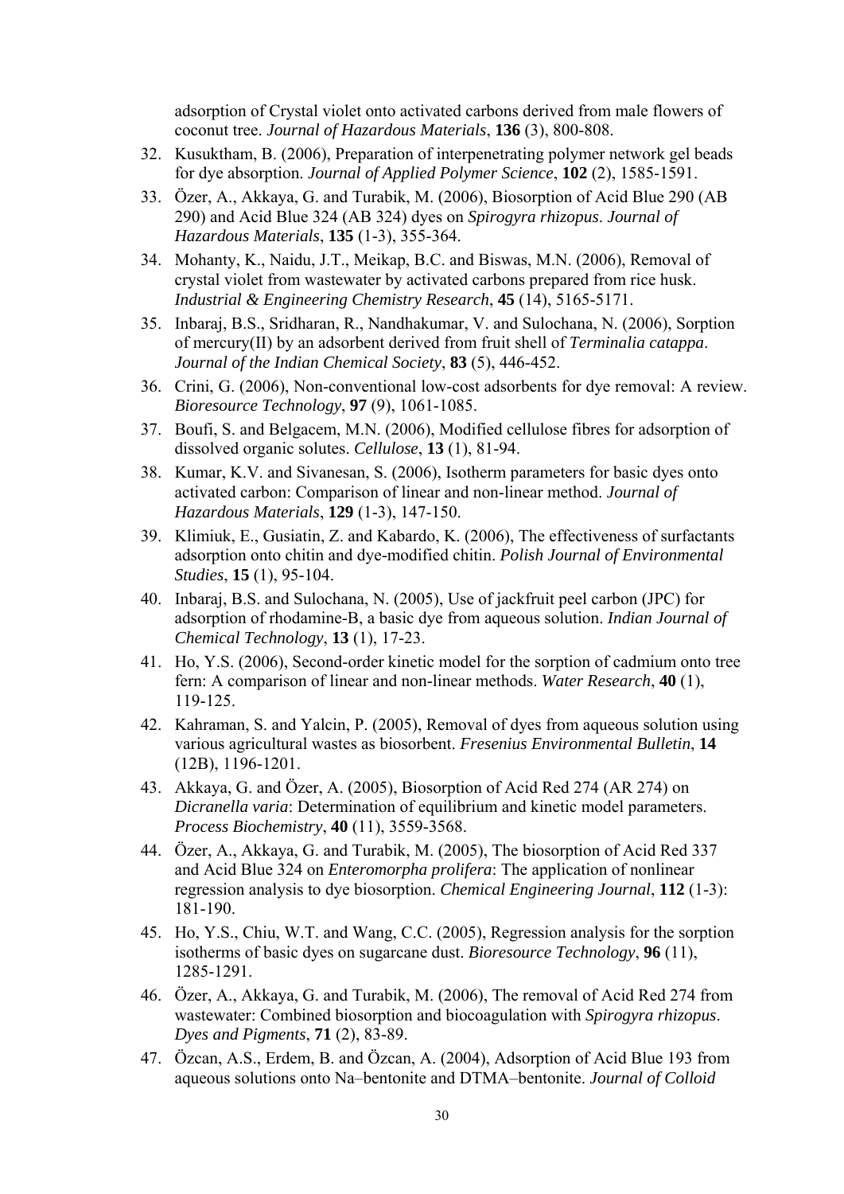adsorption of Crystal violet onto activated carbons derived from male flowers of coconut tree. *Journal of Hazardous Materials*, **136** (3), 800-808.

32. Kusuktham, B. (2006), Preparation of interpenetrating polymer network gel beads for dye absorption. *Journal of Applied Polymer Science*, **102** (2), 1585-1591.
33. Özer, A., Akkaya, G. and Turabik, M. (2006), Biosorption of Acid Blue 290 (AB 290) and Acid Blue 324 (AB 324) dyes on *Spirogyra rhizopus*. *Journal of Hazardous Materials*, **135** (1-3), 355-364.
34. Mohanty, K., Naidu, J.T., Meikap, B.C. and Biswas, M.N. (2006), Removal of crystal violet from wastewater by activated carbons prepared from rice husk. *Industrial & Engineering Chemistry Research*, **45** (14), 5165-5171.
35. Inbaraj, B.S., Sridharan, R., Nandhakumar, V. and Sulochana, N. (2006), Sorption of mercury(II) by an adsorbent derived from fruit shell of *Terminalia catappa*. *Journal of the Indian Chemical Society*, **83** (5), 446-452.
36. Crini, G. (2006), Non-conventional low-cost adsorbents for dye removal: A review. *Bioresource Technology*, **97** (9), 1061-1085.
37. Boufi, S. and Belgacem, M.N. (2006), Modified cellulose fibres for adsorption of dissolved organic solutes. *Cellulose*, **13** (1), 81-94.
38. Kumar, K.V. and Sivanesan, S. (2006), Isotherm parameters for basic dyes onto activated carbon: Comparison of linear and non-linear method. *Journal of Hazardous Materials*, **129** (1-3), 147-150.
39. Klimiuk, E., Gusiatin, Z. and Kabardo, K. (2006), The effectiveness of surfactants adsorption onto chitin and dye-modified chitin. *Polish Journal of Environmental Studies*, **15** (1), 95-104.
40. Inbaraj, B.S. and Sulochana, N. (2005), Use of jackfruit peel carbon (JPC) for adsorption of rhodamine-B, a basic dye from aqueous solution. *Indian Journal of Chemical Technology*, **13** (1), 17-23.
41. Ho, Y.S. (2006), Second-order kinetic model for the sorption of cadmium onto tree fern: A comparison of linear and non-linear methods. *Water Research*, **40** (1), 119-125.
42. Kahraman, S. and Yalcin, P. (2005), Removal of dyes from aqueous solution using various agricultural wastes as biosorbent. *Fresenius Environmental Bulletin*, **14** (12B), 1196-1201.
43. Akkaya, G. and Özer, A. (2005), Biosorption of Acid Red 274 (AR 274) on *Dicranella varia*: Determination of equilibrium and kinetic model parameters. *Process Biochemistry*, **40** (11), 3559-3568.
44. Özer, A., Akkaya, G. and Turabik, M. (2005), The biosorption of Acid Red 337 and Acid Blue 324 on *Enteromorpha prolifera*: The application of nonlinear regression analysis to dye biosorption. *Chemical Engineering Journal*, **112** (1-3): 181-190.
45. Ho, Y.S., Chiu, W.T. and Wang, C.C. (2005), Regression analysis for the sorption isotherms of basic dyes on sugarcane dust. *Bioresource Technology*, **96** (11), 1285-1291.
46. Özer, A., Akkaya, G. and Turabik, M. (2006), The removal of Acid Red 274 from wastewater: Combined biosorption and biocoagulation with *Spirogyra rhizopus*. *Dyes and Pigments*, **71** (2), 83-89.
47. Özcan, A.S., Erdem, B. and Özcan, A. (2004), Adsorption of Acid Blue 193 from aqueous solutions onto Na–bentonite and DTMA–bentonite. *Journal of Colloid*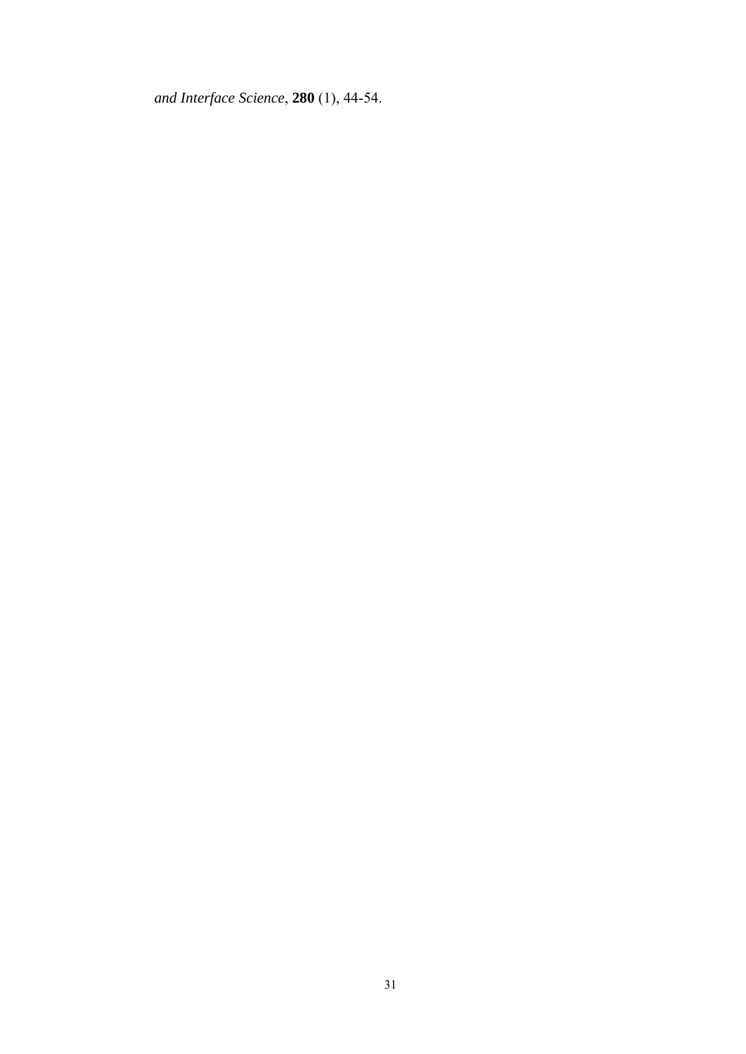*and Interface Science*, **280** (1), 44-54.